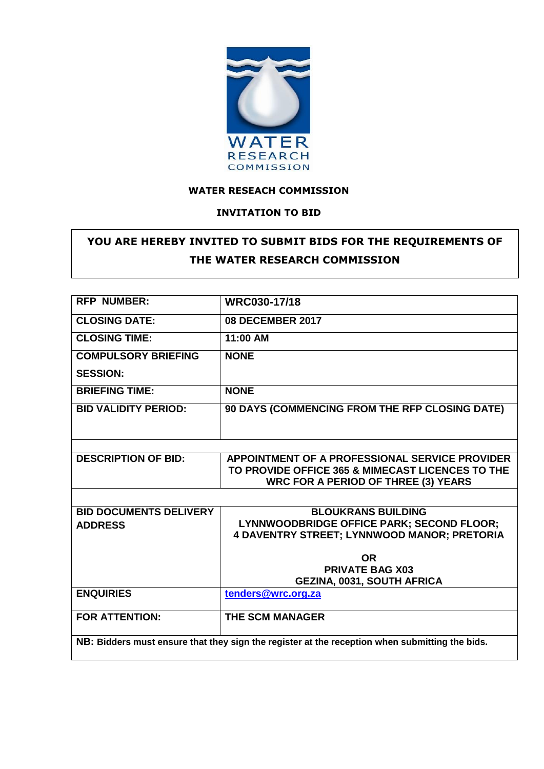**WATER RESEACH COMMISSION**

**INVITATION TO BID**

| **YOU ARE HEREBY INVITED TO SUBMIT BIDS FOR THE REQUIREMENTS OF THE WATER RESEARCH COMMISSION** |
|---|

| | |
|---|---|
| **RFP NUMBER:** | **WRC030-17/18** |
| **CLOSING DATE:** | **08 DECEMBER 2017** |
| **CLOSING TIME:** | **11:00 AM** |
| **COMPULSORY BRIEFING SESSION:** | **NONE** |
| **BRIEFING TIME:** | **NONE** |
| **BID VALIDITY PERIOD:** | **90 DAYS (COMMENCING FROM THE RFP CLOSING DATE)** |
| | |
| **DESCRIPTION OF BID:** | **APPOINTMENT OF A PROFESSIONAL SERVICE PROVIDER TO PROVIDE OFFICE 365 & MIMECAST LICENCES TO THE WRC FOR A PERIOD OF THREE (3) YEARS** |
| | |
| **BID DOCUMENTS DELIVERY ADDRESS** | **BLOUKRANS BUILDING<br>LYNNWOODBRIDGE OFFICE PARK; SECOND FLOOR;<br>4 DAVENTRY STREET; LYNNWOOD MANOR; PRETORIA<br><br>OR<br>PRIVATE BAG X03<br>GEZINA, 0031, SOUTH AFRICA** |
| **ENQUIRIES** | **tenders@wrc.org.za** |
| **FOR ATTENTION:** | **THE SCM MANAGER** |
| **NB: Bidders must ensure that they sign the register at the reception when submitting the bids.** | |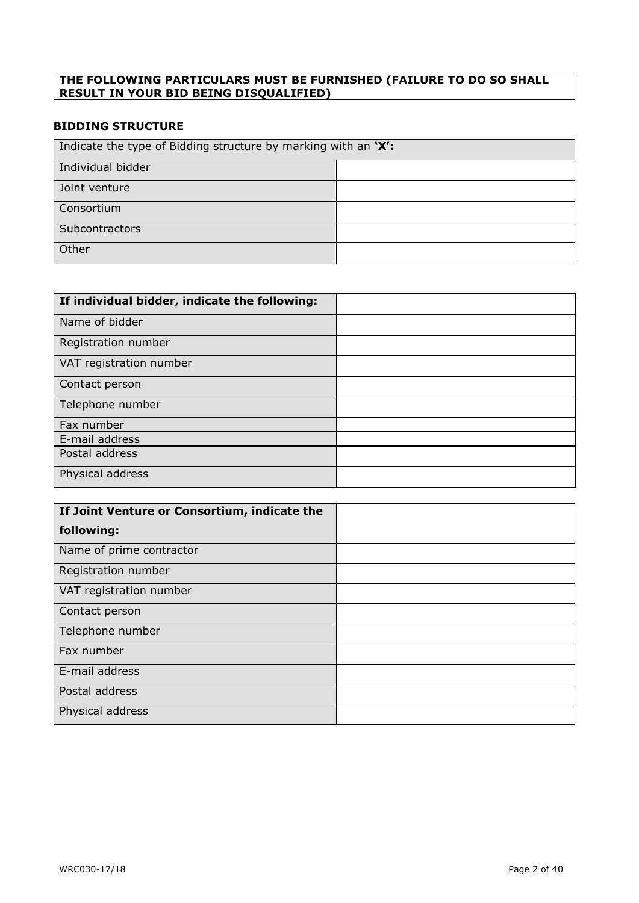**THE FOLLOWING PARTICULARS MUST BE FURNISHED (FAILURE TO DO SO SHALL RESULT IN YOUR BID BEING DISQUALIFIED)**

**BIDDING STRUCTURE**

| Indicate the type of Bidding structure by marking with an **'X':** | |
|---|---|
| Individual bidder | |
| Joint venture | |
| Consortium | |
| Subcontractors | |
| Other | |

| **If individual bidder, indicate the following:** | |
|---|---|
| Name of bidder | |
| Registration number | |
| VAT registration number | |
| Contact person | |
| Telephone number | |
| Fax number | |
| E-mail address | |
| Postal address | |
| Physical address | |

| **If Joint Venture or Consortium, indicate the following:** | |
|---|---|
| Name of prime contractor | |
| Registration number | |
| VAT registration number | |
| Contact person | |
| Telephone number | |
| Fax number | |
| E-mail address | |
| Postal address | |
| Physical address | |

WRC030-17/18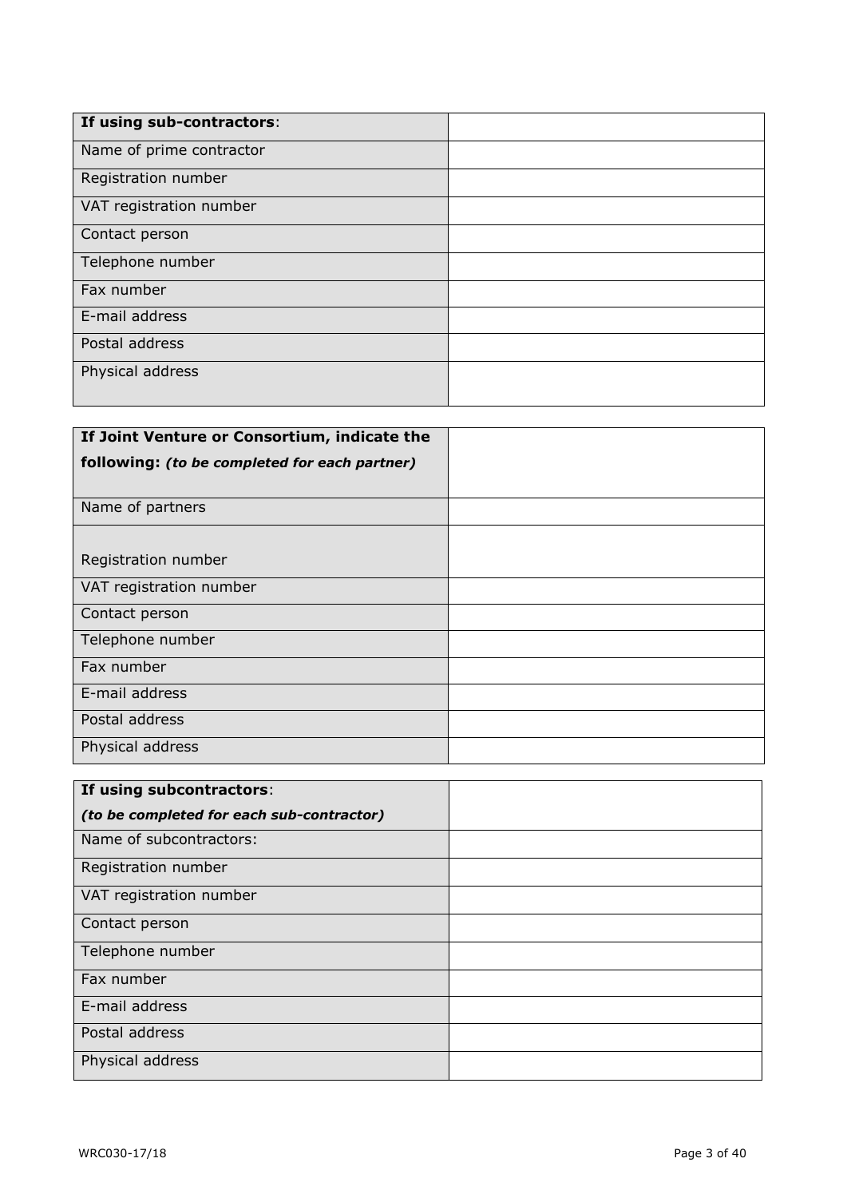| **If using sub-contractors**: | |
| --- | --- |
| Name of prime contractor | |
| Registration number | |
| VAT registration number | |
| Contact person | |
| Telephone number | |
| Fax number | |
| E-mail address | |
| Postal address | |
| Physical address | |

| **If Joint Venture or Consortium, indicate the following:** ***(to be completed for each partner)*** | |
| --- | --- |
| Name of partners | |
| Registration number | |
| VAT registration number | |
| Contact person | |
| Telephone number | |
| Fax number | |
| E-mail address | |
| Postal address | |
| Physical address | |

| **If using subcontractors**: *(to be completed for each sub-contractor)* | |
| --- | --- |
| Name of subcontractors: | |
| Registration number | |
| VAT registration number | |
| Contact person | |
| Telephone number | |
| Fax number | |
| E-mail address | |
| Postal address | |
| Physical address | |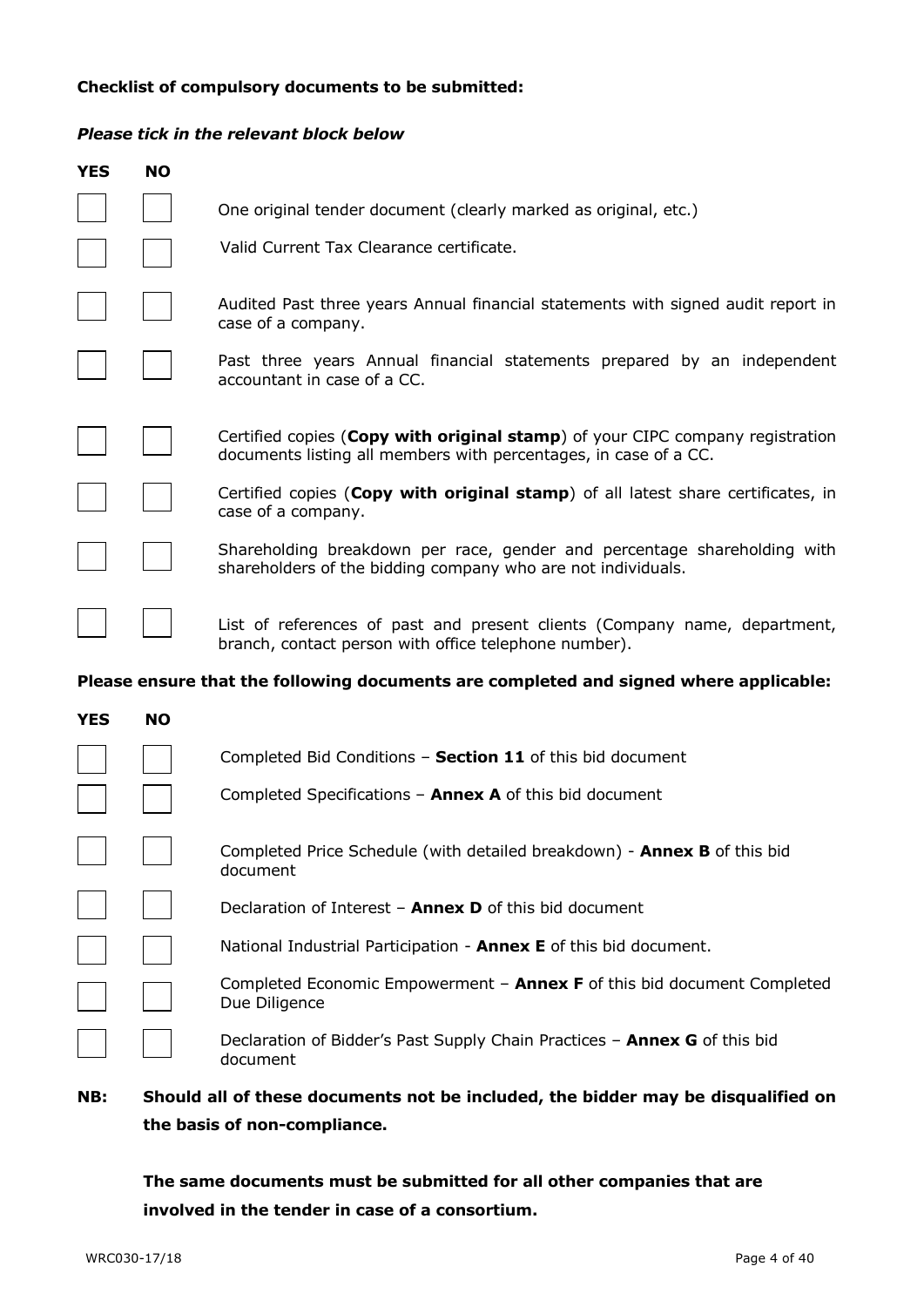**Checklist of compulsory documents to be submitted:**

***Please tick in the relevant block below***

| YES | NO | |
|---|---|---|
| ☐ | ☐ | One original tender document (clearly marked as original, etc.) |
| ☐ | ☐ | Valid Current Tax Clearance certificate. |
| ☐ | ☐ | Audited Past three years Annual financial statements with signed audit report in case of a company. |
| ☐ | ☐ | Past three years Annual financial statements prepared by an independent accountant in case of a CC. |
| ☐ | ☐ | Certified copies (**Copy with original stamp**) of your CIPC company registration documents listing all members with percentages, in case of a CC. |
| ☐ | ☐ | Certified copies (**Copy with original stamp**) of all latest share certificates, in case of a company. |
| ☐ | ☐ | Shareholding breakdown per race, gender and percentage shareholding with shareholders of the bidding company who are not individuals. |
| ☐ | ☐ | List of references of past and present clients (Company name, department, branch, contact person with office telephone number). |

**Please ensure that the following documents are completed and signed where applicable:**

| YES | NO | |
|---|---|---|
| ☐ | ☐ | Completed Bid Conditions – **Section 11** of this bid document |
| ☐ | ☐ | Completed Specifications – **Annex A** of this bid document |
| ☐ | ☐ | Completed Price Schedule (with detailed breakdown) - **Annex B** of this bid document |
| ☐ | ☐ | Declaration of Interest – **Annex D** of this bid document |
| ☐ | ☐ | National Industrial Participation - **Annex E** of this bid document. |
| ☐ | ☐ | Completed Economic Empowerment – **Annex F** of this bid document Completed Due Diligence |
| ☐ | ☐ | Declaration of Bidder's Past Supply Chain Practices – **Annex G** of this bid document |

**NB: Should all of these documents not be included, the bidder may be disqualified on the basis of non-compliance.**

**The same documents must be submitted for all other companies that are involved in the tender in case of a consortium.**

WRC030-17/18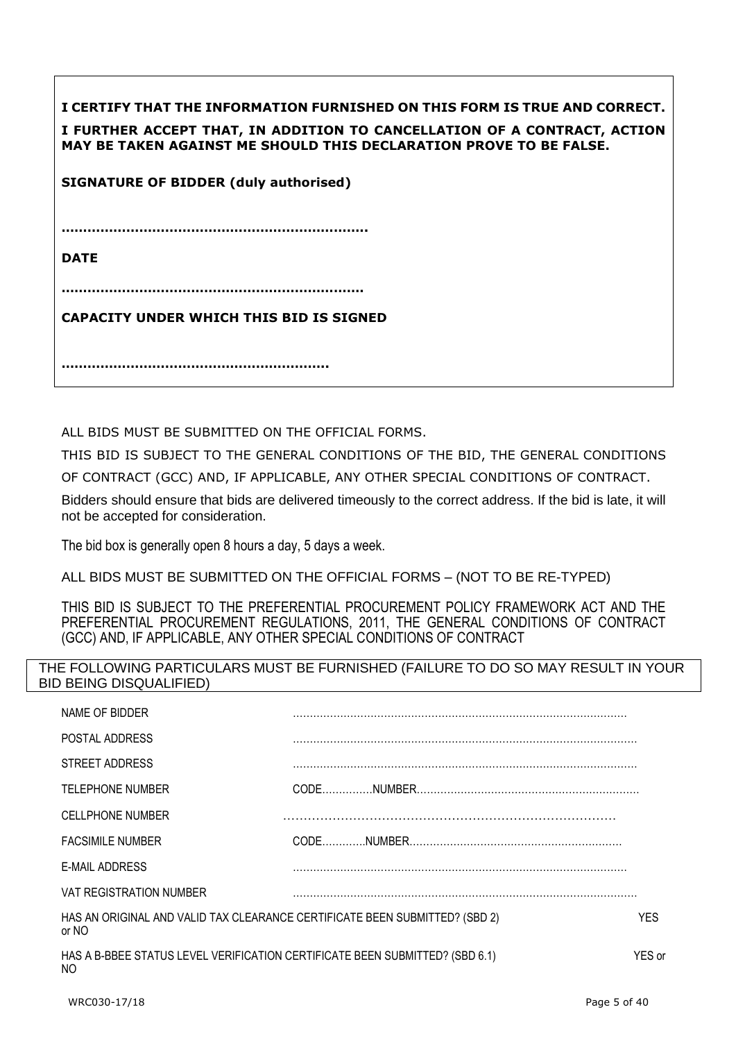**I CERTIFY THAT THE INFORMATION FURNISHED ON THIS FORM IS TRUE AND CORRECT.**

**I FURTHER ACCEPT THAT, IN ADDITION TO CANCELLATION OF A CONTRACT, ACTION MAY BE TAKEN AGAINST ME SHOULD THIS DECLARATION PROVE TO BE FALSE.**

**SIGNATURE OF BIDDER (duly authorised)**

**……………………………………………………………**

**DATE**

**……………………………………………………………**

**CAPACITY UNDER WHICH THIS BID IS SIGNED**

**……………………………………………………**

ALL BIDS MUST BE SUBMITTED ON THE OFFICIAL FORMS.

THIS BID IS SUBJECT TO THE GENERAL CONDITIONS OF THE BID, THE GENERAL CONDITIONS OF CONTRACT (GCC) AND, IF APPLICABLE, ANY OTHER SPECIAL CONDITIONS OF CONTRACT.

Bidders should ensure that bids are delivered timeously to the correct address. If the bid is late, it will not be accepted for consideration.

The bid box is generally open 8 hours a day, 5 days a week.

ALL BIDS MUST BE SUBMITTED ON THE OFFICIAL FORMS – (NOT TO BE RE-TYPED)

THIS BID IS SUBJECT TO THE PREFERENTIAL PROCUREMENT POLICY FRAMEWORK ACT AND THE PREFERENTIAL PROCUREMENT REGULATIONS, 2011, THE GENERAL CONDITIONS OF CONTRACT (GCC) AND, IF APPLICABLE, ANY OTHER SPECIAL CONDITIONS OF CONTRACT

THE FOLLOWING PARTICULARS MUST BE FURNISHED (FAILURE TO DO SO MAY RESULT IN YOUR BID BEING DISQUALIFIED)

| | |
|---|---|
| NAME OF BIDDER | ……………………………………………………………………………………… |
| POSTAL ADDRESS | ……………………………………………………………………………………… |
| STREET ADDRESS | ……………………………………………………………………………………… |
| TELEPHONE NUMBER | CODE……………NUMBER…………………………………………………………… |
| CELLPHONE NUMBER | ………………………………………………………………………… |
| FACSIMILE NUMBER | CODE…………NUMBER………………………………………………………… |
| E-MAIL ADDRESS | ……………………………………………………………………………………… |
| VAT REGISTRATION NUMBER | ……………………………………………………………………………………… |

HAS AN ORIGINAL AND VALID TAX CLEARANCE CERTIFICATE BEEN SUBMITTED? (SBD 2) YES or NO

HAS A B-BBEE STATUS LEVEL VERIFICATION CERTIFICATE BEEN SUBMITTED? (SBD 6.1) YES or NO

WRC030-17/18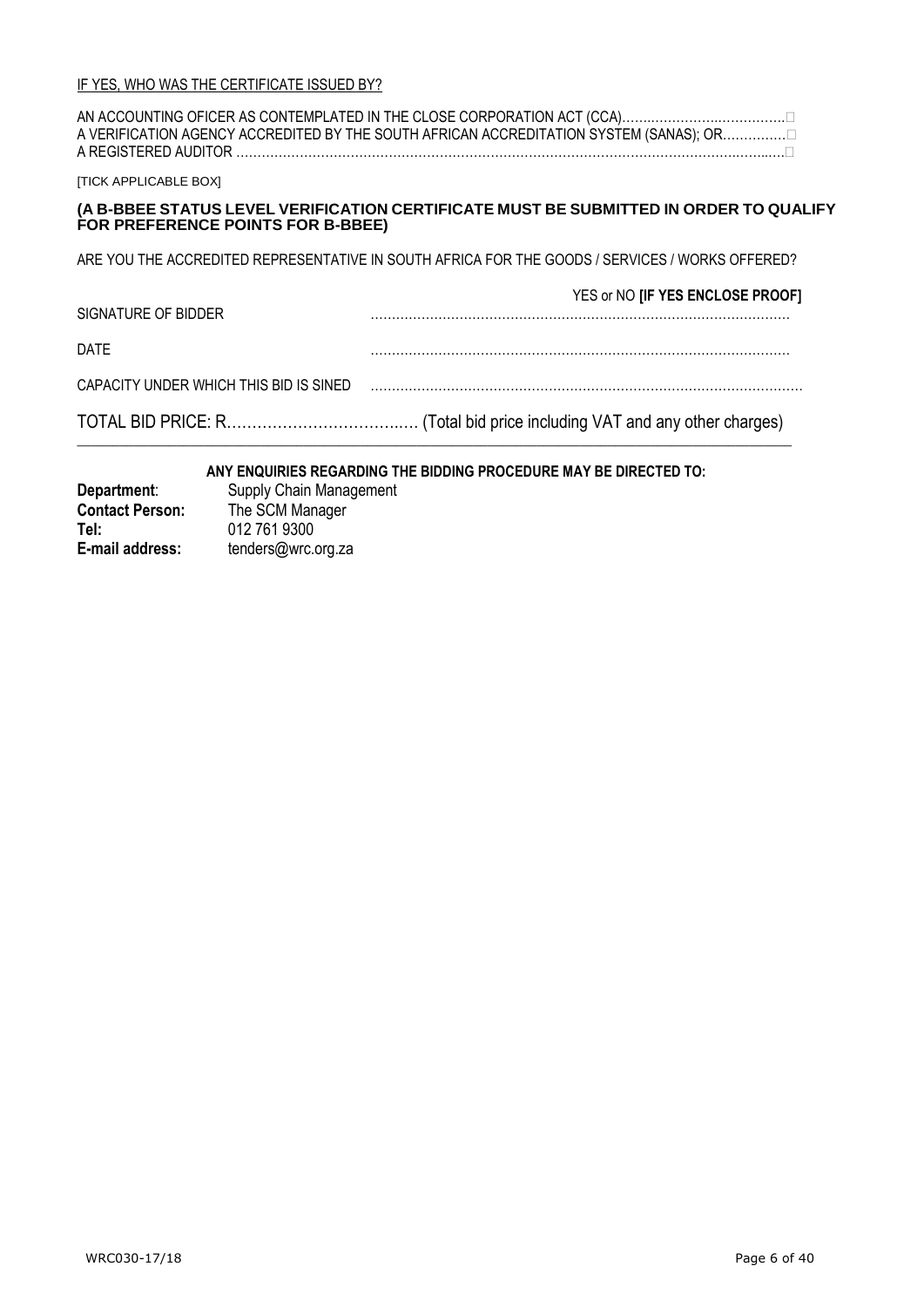IF YES, WHO WAS THE CERTIFICATE ISSUED BY?

AN ACCOUNTING OFICER AS CONTEMPLATED IN THE CLOSE CORPORATION ACT (CCA)……………………………….☐
A VERIFICATION AGENCY ACCREDITED BY THE SOUTH AFRICAN ACCREDITATION SYSTEM (SANAS); OR……………☐
A REGISTERED AUDITOR …………………………………………………………………………………………………………….☐

[TICK APPLICABLE BOX]

**(A B-BBEE STATUS LEVEL VERIFICATION CERTIFICATE MUST BE SUBMITTED IN ORDER TO QUALIFY FOR PREFERENCE POINTS FOR B-BBEE)**

ARE YOU THE ACCREDITED REPRESENTATIVE IN SOUTH AFRICA FOR THE GOODS / SERVICES / WORKS OFFERED?

YES or NO **[IF YES ENCLOSE PROOF]**

SIGNATURE OF BIDDER ………………………………………………………………………………………

DATE ………………………………………………………………………………………

CAPACITY UNDER WHICH THIS BID IS SINED ………………………………………………………………………………………

TOTAL BID PRICE: R……………………………..… (Total bid price including VAT and any other charges)

---

**ANY ENQUIRIES REGARDING THE BIDDING PROCEDURE MAY BE DIRECTED TO:**

**Department**: Supply Chain Management
**Contact Person:** The SCM Manager
**Tel:** 012 761 9300
**E-mail address:** tenders@wrc.org.za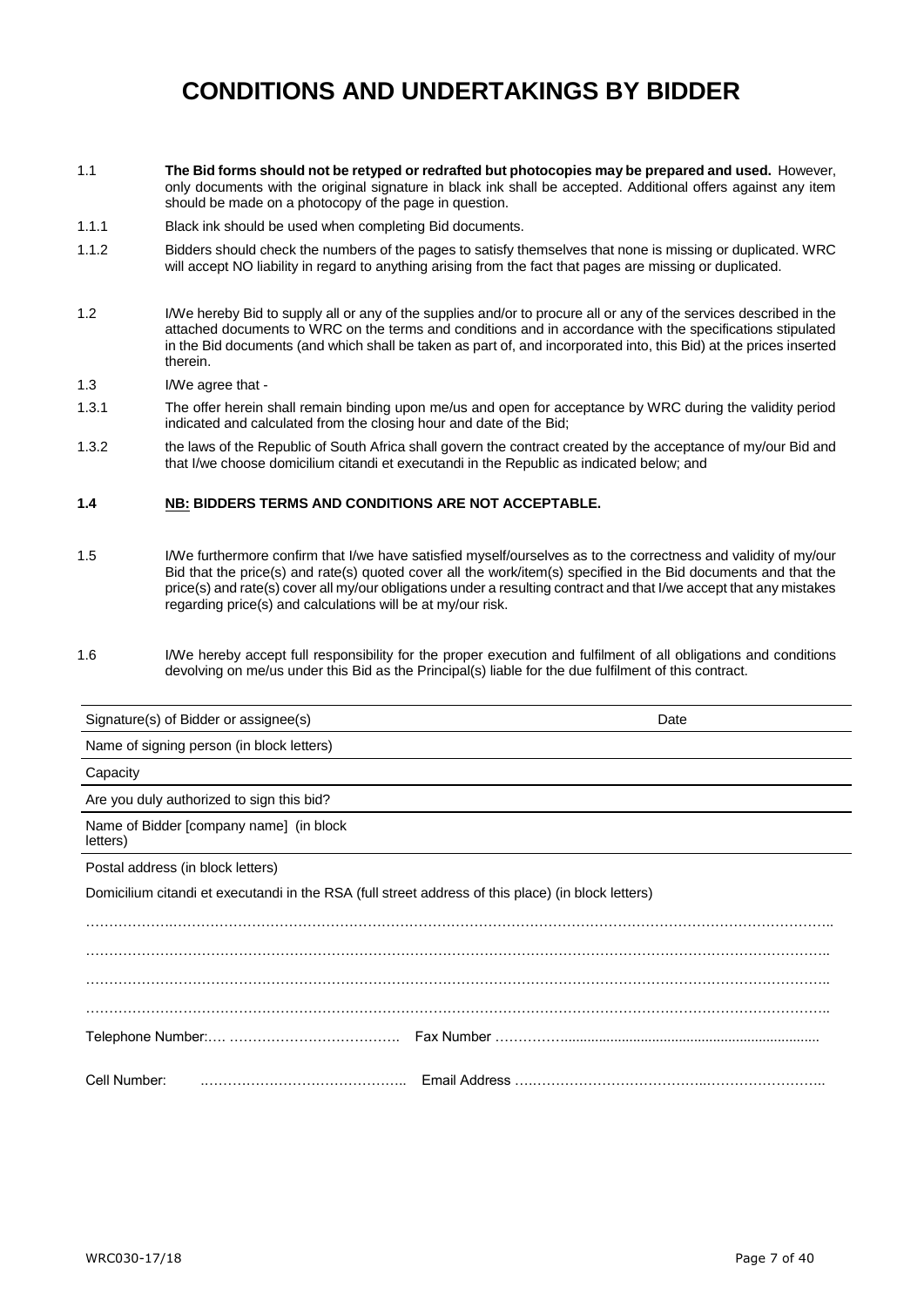# CONDITIONS AND UNDERTAKINGS BY BIDDER

1.1 **The Bid forms should not be retyped or redrafted but photocopies may be prepared and used.** However, only documents with the original signature in black ink shall be accepted. Additional offers against any item should be made on a photocopy of the page in question.

1.1.1 Black ink should be used when completing Bid documents.

1.1.2 Bidders should check the numbers of the pages to satisfy themselves that none is missing or duplicated. WRC will accept NO liability in regard to anything arising from the fact that pages are missing or duplicated.

1.2 I/We hereby Bid to supply all or any of the supplies and/or to procure all or any of the services described in the attached documents to WRC on the terms and conditions and in accordance with the specifications stipulated in the Bid documents (and which shall be taken as part of, and incorporated into, this Bid) at the prices inserted therein.

1.3 I/We agree that -

1.3.1 The offer herein shall remain binding upon me/us and open for acceptance by WRC during the validity period indicated and calculated from the closing hour and date of the Bid;

1.3.2 the laws of the Republic of South Africa shall govern the contract created by the acceptance of my/our Bid and that I/we choose domicilium citandi et executandi in the Republic as indicated below; and

**1.4 NB: BIDDERS TERMS AND CONDITIONS ARE NOT ACCEPTABLE.**

1.5 I/We furthermore confirm that I/we have satisfied myself/ourselves as to the correctness and validity of my/our Bid that the price(s) and rate(s) quoted cover all the work/item(s) specified in the Bid documents and that the price(s) and rate(s) cover all my/our obligations under a resulting contract and that I/we accept that any mistakes regarding price(s) and calculations will be at my/our risk.

1.6 I/We hereby accept full responsibility for the proper execution and fulfilment of all obligations and conditions devolving on me/us under this Bid as the Principal(s) liable for the due fulfilment of this contract.

| Signature(s) of Bidder or assignee(s) | Date |
|---|---|
| Name of signing person (in block letters) | |
| Capacity | |
| Are you duly authorized to sign this bid? | |
| Name of Bidder [company name] (in block letters) | |
| Postal address (in block letters) | |

Domicilium citandi et executandi in the RSA (full street address of this place) (in block letters)

…………………………………………………………………………………………………………………………………

…………………………………………………………………………………………………………………………………

…………………………………………………………………………………………………………………………………

…………………………………………………………………………………………………………………………………

Telephone Number:…. ………………………………. Fax Number ……………...................................................................

Cell Number: …………………………………….. Email Address …………………………………..……………………..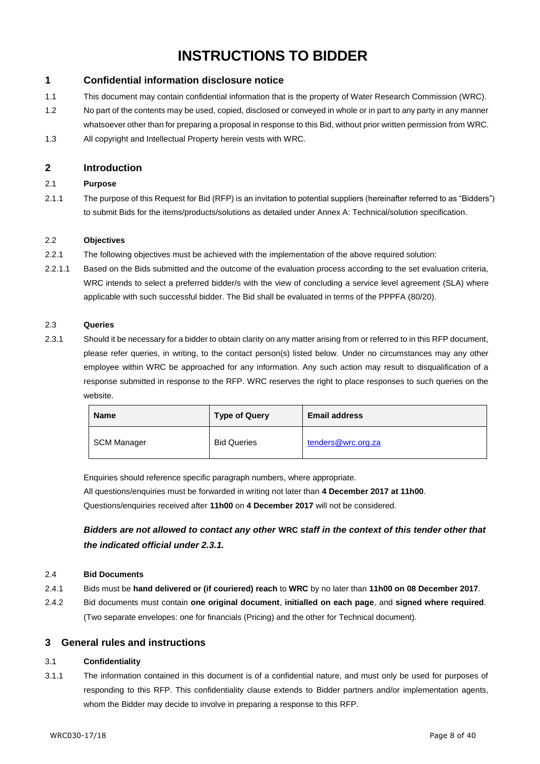# INSTRUCTIONS TO BIDDER

## 1 Confidential information disclosure notice

1.1 This document may contain confidential information that is the property of Water Research Commission (WRC).

1.2 No part of the contents may be used, copied, disclosed or conveyed in whole or in part to any party in any manner whatsoever other than for preparing a proposal in response to this Bid, without prior written permission from WRC.

1.3 All copyright and Intellectual Property herein vests with WRC.

## 2 Introduction

### 2.1 Purpose

2.1.1 The purpose of this Request for Bid (RFP) is an invitation to potential suppliers (hereinafter referred to as "Bidders") to submit Bids for the items/products/solutions as detailed under Annex A: Technical/solution specification.

### 2.2 Objectives

2.2.1 The following objectives must be achieved with the implementation of the above required solution:

2.2.1.1 Based on the Bids submitted and the outcome of the evaluation process according to the set evaluation criteria, WRC intends to select a preferred bidder/s with the view of concluding a service level agreement (SLA) where applicable with such successful bidder. The Bid shall be evaluated in terms of the PPPFA (80/20).

### 2.3 Queries

2.3.1 Should it be necessary for a bidder to obtain clarity on any matter arising from or referred to in this RFP document, please refer queries, in writing, to the contact person(s) listed below. Under no circumstances may any other employee within WRC be approached for any information. Any such action may result to disqualification of a response submitted in response to the RFP. WRC reserves the right to place responses to such queries on the website.

| Name | Type of Query | Email address |
|---|---|---|
| SCM Manager | Bid Queries | tenders@wrc.org.za |

Enquiries should reference specific paragraph numbers, where appropriate.
All questions/enquiries must be forwarded in writing not later than **4 December 2017 at 11h00**.
Questions/enquiries received after **11h00** on **4 December 2017** will not be considered.

***Bidders are not allowed to contact any other WRC staff in the context of this tender other that the indicated official under 2.3.1.***

### 2.4 Bid Documents

2.4.1 Bids must be **hand delivered or (if couriered) reach** to **WRC** by no later than **11h00 on 08 December 2017**.

2.4.2 Bid documents must contain **one original document**, **initialled on each page**, and **signed where required**. (Two separate envelopes: one for financials (Pricing) and the other for Technical document).

## 3 General rules and instructions

### 3.1 Confidentiality

3.1.1 The information contained in this document is of a confidential nature, and must only be used for purposes of responding to this RFP. This confidentiality clause extends to Bidder partners and/or implementation agents, whom the Bidder may decide to involve in preparing a response to this RFP.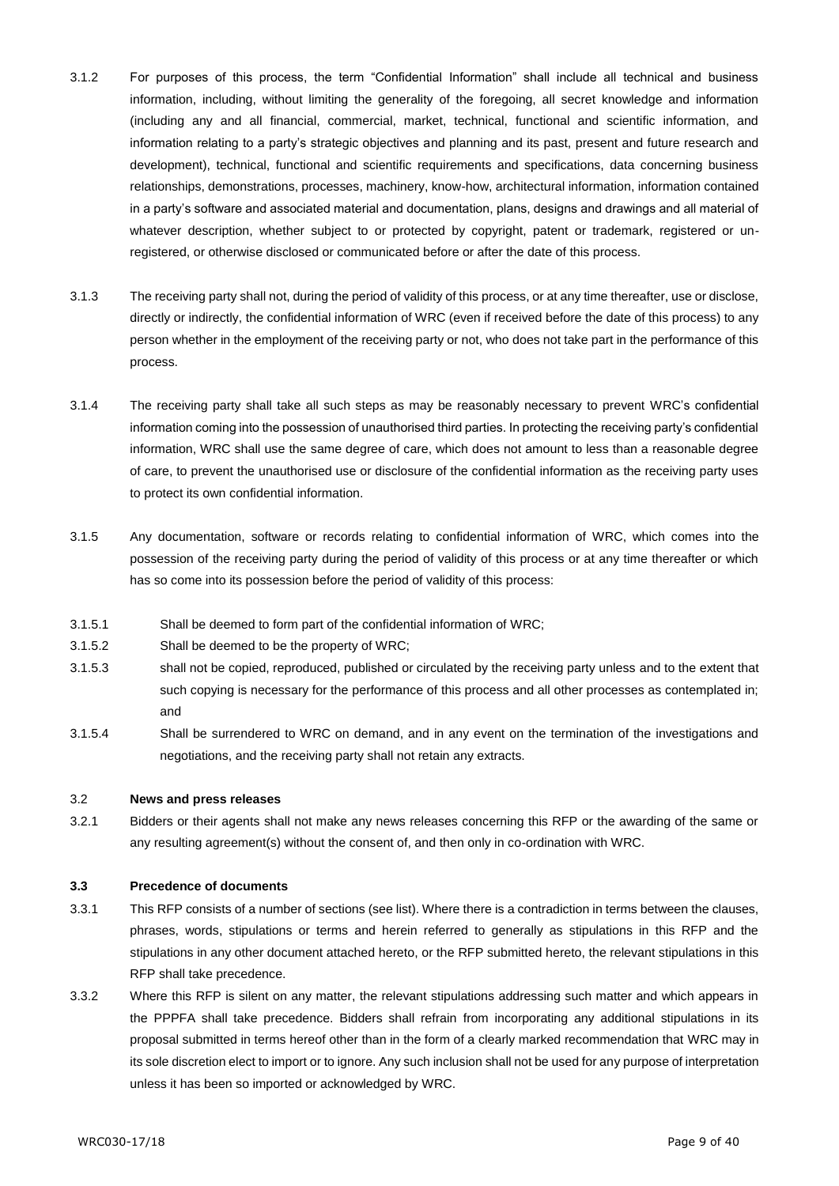3.1.2 For purposes of this process, the term "Confidential Information" shall include all technical and business information, including, without limiting the generality of the foregoing, all secret knowledge and information (including any and all financial, commercial, market, technical, functional and scientific information, and information relating to a party's strategic objectives and planning and its past, present and future research and development), technical, functional and scientific requirements and specifications, data concerning business relationships, demonstrations, processes, machinery, know-how, architectural information, information contained in a party's software and associated material and documentation, plans, designs and drawings and all material of whatever description, whether subject to or protected by copyright, patent or trademark, registered or un-registered, or otherwise disclosed or communicated before or after the date of this process.

3.1.3 The receiving party shall not, during the period of validity of this process, or at any time thereafter, use or disclose, directly or indirectly, the confidential information of WRC (even if received before the date of this process) to any person whether in the employment of the receiving party or not, who does not take part in the performance of this process.

3.1.4 The receiving party shall take all such steps as may be reasonably necessary to prevent WRC's confidential information coming into the possession of unauthorised third parties. In protecting the receiving party's confidential information, WRC shall use the same degree of care, which does not amount to less than a reasonable degree of care, to prevent the unauthorised use or disclosure of the confidential information as the receiving party uses to protect its own confidential information.

3.1.5 Any documentation, software or records relating to confidential information of WRC, which comes into the possession of the receiving party during the period of validity of this process or at any time thereafter or which has so come into its possession before the period of validity of this process:

3.1.5.1 Shall be deemed to form part of the confidential information of WRC;

3.1.5.2 Shall be deemed to be the property of WRC;

3.1.5.3 shall not be copied, reproduced, published or circulated by the receiving party unless and to the extent that such copying is necessary for the performance of this process and all other processes as contemplated in; and

3.1.5.4 Shall be surrendered to WRC on demand, and in any event on the termination of the investigations and negotiations, and the receiving party shall not retain any extracts.

### 3.2 News and press releases

3.2.1 Bidders or their agents shall not make any news releases concerning this RFP or the awarding of the same or any resulting agreement(s) without the consent of, and then only in co-ordination with WRC.

### 3.3 Precedence of documents

3.3.1 This RFP consists of a number of sections (see list). Where there is a contradiction in terms between the clauses, phrases, words, stipulations or terms and herein referred to generally as stipulations in this RFP and the stipulations in any other document attached hereto, or the RFP submitted hereto, the relevant stipulations in this RFP shall take precedence.

3.3.2 Where this RFP is silent on any matter, the relevant stipulations addressing such matter and which appears in the PPPFA shall take precedence. Bidders shall refrain from incorporating any additional stipulations in its proposal submitted in terms hereof other than in the form of a clearly marked recommendation that WRC may in its sole discretion elect to import or to ignore. Any such inclusion shall not be used for any purpose of interpretation unless it has been so imported or acknowledged by WRC.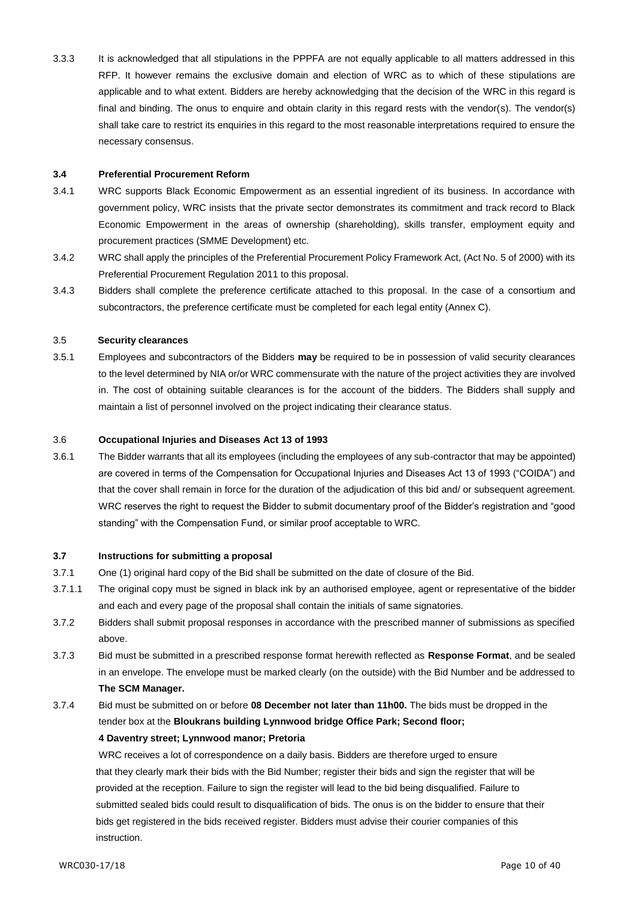3.3.3 It is acknowledged that all stipulations in the PPPFA are not equally applicable to all matters addressed in this RFP. It however remains the exclusive domain and election of WRC as to which of these stipulations are applicable and to what extent. Bidders are hereby acknowledging that the decision of the WRC in this regard is final and binding. The onus to enquire and obtain clarity in this regard rests with the vendor(s). The vendor(s) shall take care to restrict its enquiries in this regard to the most reasonable interpretations required to ensure the necessary consensus.

### 3.4 Preferential Procurement Reform

3.4.1 WRC supports Black Economic Empowerment as an essential ingredient of its business. In accordance with government policy, WRC insists that the private sector demonstrates its commitment and track record to Black Economic Empowerment in the areas of ownership (shareholding), skills transfer, employment equity and procurement practices (SMME Development) etc.

3.4.2 WRC shall apply the principles of the Preferential Procurement Policy Framework Act, (Act No. 5 of 2000) with its Preferential Procurement Regulation 2011 to this proposal.

3.4.3 Bidders shall complete the preference certificate attached to this proposal. In the case of a consortium and subcontractors, the preference certificate must be completed for each legal entity (Annex C).

### 3.5 Security clearances

3.5.1 Employees and subcontractors of the Bidders **may** be required to be in possession of valid security clearances to the level determined by NIA or/or WRC commensurate with the nature of the project activities they are involved in. The cost of obtaining suitable clearances is for the account of the bidders. The Bidders shall supply and maintain a list of personnel involved on the project indicating their clearance status.

### 3.6 Occupational Injuries and Diseases Act 13 of 1993

3.6.1 The Bidder warrants that all its employees (including the employees of any sub-contractor that may be appointed) are covered in terms of the Compensation for Occupational Injuries and Diseases Act 13 of 1993 ("COIDA") and that the cover shall remain in force for the duration of the adjudication of this bid and/ or subsequent agreement. WRC reserves the right to request the Bidder to submit documentary proof of the Bidder's registration and "good standing" with the Compensation Fund, or similar proof acceptable to WRC.

### 3.7 Instructions for submitting a proposal

3.7.1 One (1) original hard copy of the Bid shall be submitted on the date of closure of the Bid.

3.7.1.1 The original copy must be signed in black ink by an authorised employee, agent or representative of the bidder and each and every page of the proposal shall contain the initials of same signatories.

3.7.2 Bidders shall submit proposal responses in accordance with the prescribed manner of submissions as specified above.

3.7.3 Bid must be submitted in a prescribed response format herewith reflected as **Response Format**, and be sealed in an envelope. The envelope must be marked clearly (on the outside) with the Bid Number and be addressed to **The SCM Manager.**

3.7.4 Bid must be submitted on or before **08 December not later than 11h00.** The bids must be dropped in the tender box at the **Bloukrans building Lynnwood bridge Office Park; Second floor; 4 Daventry street; Lynnwood manor; Pretoria**

WRC receives a lot of correspondence on a daily basis. Bidders are therefore urged to ensure that they clearly mark their bids with the Bid Number; register their bids and sign the register that will be provided at the reception. Failure to sign the register will lead to the bid being disqualified. Failure to submitted sealed bids could result to disqualification of bids. The onus is on the bidder to ensure that their bids get registered in the bids received register. Bidders must advise their courier companies of this instruction.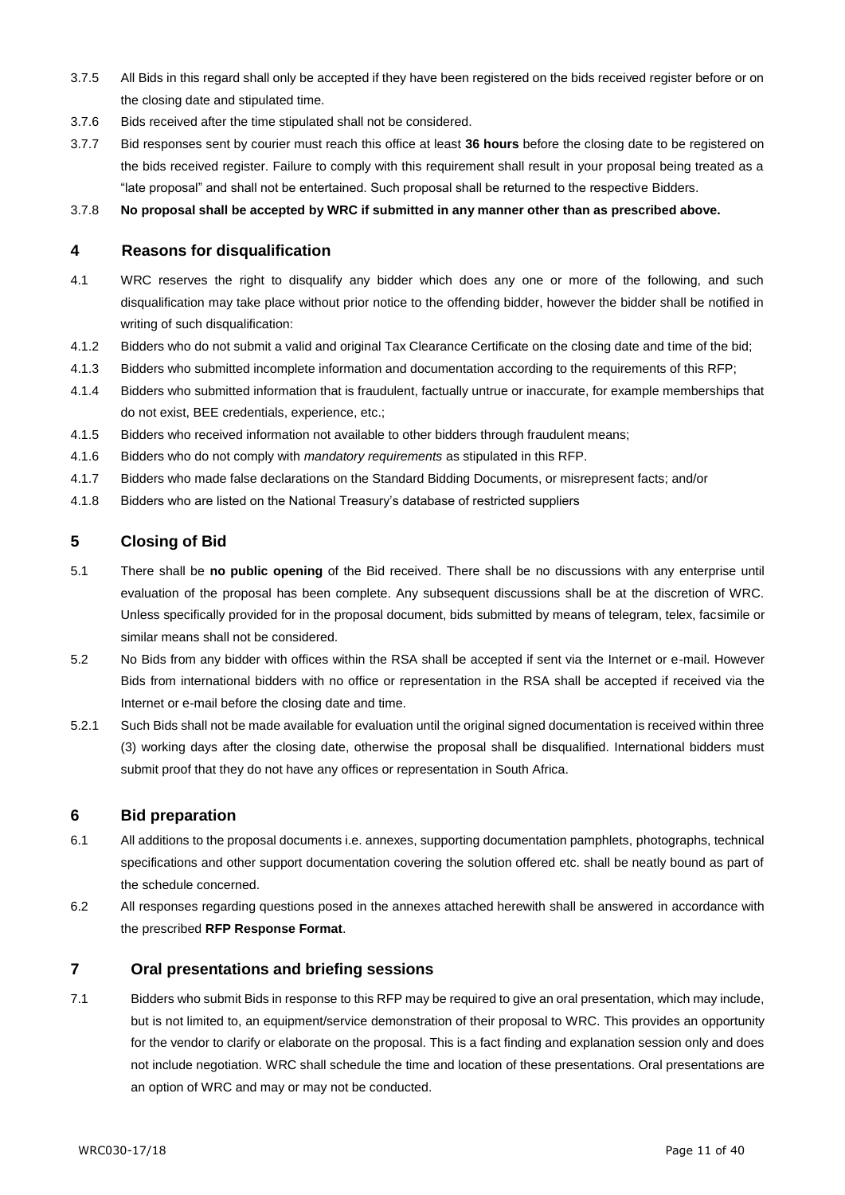3.7.5 All Bids in this regard shall only be accepted if they have been registered on the bids received register before or on the closing date and stipulated time.

3.7.6 Bids received after the time stipulated shall not be considered.

3.7.7 Bid responses sent by courier must reach this office at least **36 hours** before the closing date to be registered on the bids received register. Failure to comply with this requirement shall result in your proposal being treated as a "late proposal" and shall not be entertained. Such proposal shall be returned to the respective Bidders.

3.7.8 **No proposal shall be accepted by WRC if submitted in any manner other than as prescribed above.**

## 4 Reasons for disqualification

4.1 WRC reserves the right to disqualify any bidder which does any one or more of the following, and such disqualification may take place without prior notice to the offending bidder, however the bidder shall be notified in writing of such disqualification:

4.1.2 Bidders who do not submit a valid and original Tax Clearance Certificate on the closing date and time of the bid;

4.1.3 Bidders who submitted incomplete information and documentation according to the requirements of this RFP;

4.1.4 Bidders who submitted information that is fraudulent, factually untrue or inaccurate, for example memberships that do not exist, BEE credentials, experience, etc.;

4.1.5 Bidders who received information not available to other bidders through fraudulent means;

4.1.6 Bidders who do not comply with *mandatory requirements* as stipulated in this RFP.

4.1.7 Bidders who made false declarations on the Standard Bidding Documents, or misrepresent facts; and/or

4.1.8 Bidders who are listed on the National Treasury's database of restricted suppliers

## 5 Closing of Bid

5.1 There shall be **no public opening** of the Bid received. There shall be no discussions with any enterprise until evaluation of the proposal has been complete. Any subsequent discussions shall be at the discretion of WRC. Unless specifically provided for in the proposal document, bids submitted by means of telegram, telex, facsimile or similar means shall not be considered.

5.2 No Bids from any bidder with offices within the RSA shall be accepted if sent via the Internet or e-mail. However Bids from international bidders with no office or representation in the RSA shall be accepted if received via the Internet or e-mail before the closing date and time.

5.2.1 Such Bids shall not be made available for evaluation until the original signed documentation is received within three (3) working days after the closing date, otherwise the proposal shall be disqualified. International bidders must submit proof that they do not have any offices or representation in South Africa.

## 6 Bid preparation

6.1 All additions to the proposal documents i.e. annexes, supporting documentation pamphlets, photographs, technical specifications and other support documentation covering the solution offered etc. shall be neatly bound as part of the schedule concerned.

6.2 All responses regarding questions posed in the annexes attached herewith shall be answered in accordance with the prescribed **RFP Response Format**.

## 7 Oral presentations and briefing sessions

7.1 Bidders who submit Bids in response to this RFP may be required to give an oral presentation, which may include, but is not limited to, an equipment/service demonstration of their proposal to WRC. This provides an opportunity for the vendor to clarify or elaborate on the proposal. This is a fact finding and explanation session only and does not include negotiation. WRC shall schedule the time and location of these presentations. Oral presentations are an option of WRC and may or may not be conducted.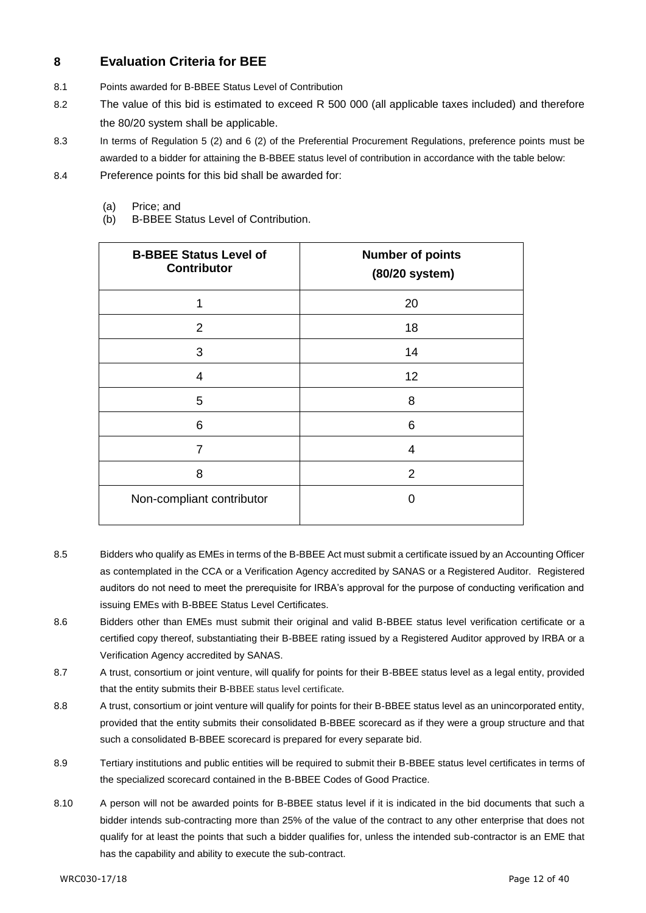## 8 Evaluation Criteria for BEE

8.1 Points awarded for B-BBEE Status Level of Contribution

8.2 The value of this bid is estimated to exceed R 500 000 (all applicable taxes included) and therefore the 80/20 system shall be applicable.

8.3 In terms of Regulation 5 (2) and 6 (2) of the Preferential Procurement Regulations, preference points must be awarded to a bidder for attaining the B-BBEE status level of contribution in accordance with the table below:

8.4 Preference points for this bid shall be awarded for:

(a) Price; and
(b) B-BBEE Status Level of Contribution.

| B-BBEE Status Level of Contributor | Number of points (80/20 system) |
|---|---|
| 1 | 20 |
| 2 | 18 |
| 3 | 14 |
| 4 | 12 |
| 5 | 8 |
| 6 | 6 |
| 7 | 4 |
| 8 | 2 |
| Non-compliant contributor | 0 |

8.5 Bidders who qualify as EMEs in terms of the B-BBEE Act must submit a certificate issued by an Accounting Officer as contemplated in the CCA or a Verification Agency accredited by SANAS or a Registered Auditor. Registered auditors do not need to meet the prerequisite for IRBA's approval for the purpose of conducting verification and issuing EMEs with B-BBEE Status Level Certificates.

8.6 Bidders other than EMEs must submit their original and valid B-BBEE status level verification certificate or a certified copy thereof, substantiating their B-BBEE rating issued by a Registered Auditor approved by IRBA or a Verification Agency accredited by SANAS.

8.7 A trust, consortium or joint venture, will qualify for points for their B-BBEE status level as a legal entity, provided that the entity submits their B-BBEE status level certificate.

8.8 A trust, consortium or joint venture will qualify for points for their B-BBEE status level as an unincorporated entity, provided that the entity submits their consolidated B-BBEE scorecard as if they were a group structure and that such a consolidated B-BBEE scorecard is prepared for every separate bid.

8.9 Tertiary institutions and public entities will be required to submit their B-BBEE status level certificates in terms of the specialized scorecard contained in the B-BBEE Codes of Good Practice.

8.10 A person will not be awarded points for B-BBEE status level if it is indicated in the bid documents that such a bidder intends sub-contracting more than 25% of the value of the contract to any other enterprise that does not qualify for at least the points that such a bidder qualifies for, unless the intended sub-contractor is an EME that has the capability and ability to execute the sub-contract.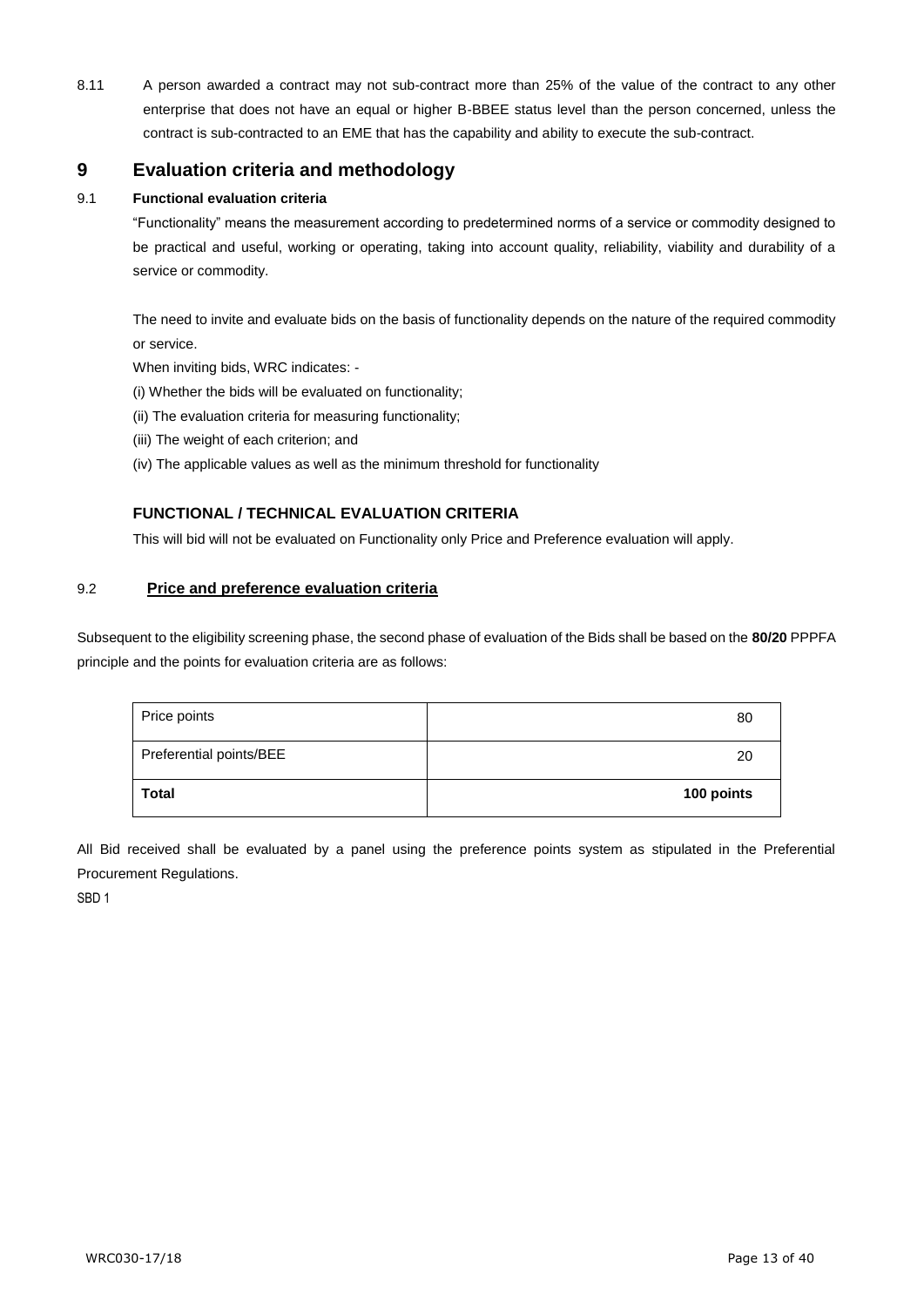8.11 A person awarded a contract may not sub-contract more than 25% of the value of the contract to any other enterprise that does not have an equal or higher B-BBEE status level than the person concerned, unless the contract is sub-contracted to an EME that has the capability and ability to execute the sub-contract.

## 9 Evaluation criteria and methodology

### 9.1 Functional evaluation criteria

"Functionality" means the measurement according to predetermined norms of a service or commodity designed to be practical and useful, working or operating, taking into account quality, reliability, viability and durability of a service or commodity.

The need to invite and evaluate bids on the basis of functionality depends on the nature of the required commodity or service.

When inviting bids, WRC indicates: -

(i) Whether the bids will be evaluated on functionality;

(ii) The evaluation criteria for measuring functionality;

(iii) The weight of each criterion; and

(iv) The applicable values as well as the minimum threshold for functionality

**FUNCTIONAL / TECHNICAL EVALUATION CRITERIA**

This will bid will not be evaluated on Functionality only Price and Preference evaluation will apply.

### 9.2 Price and preference evaluation criteria

Subsequent to the eligibility screening phase, the second phase of evaluation of the Bids shall be based on the **80/20** PPPFA principle and the points for evaluation criteria are as follows:

| Price points | 80 |
|---|---|
| Preferential points/BEE | 20 |
| **Total** | **100 points** |

All Bid received shall be evaluated by a panel using the preference points system as stipulated in the Preferential Procurement Regulations.

SBD 1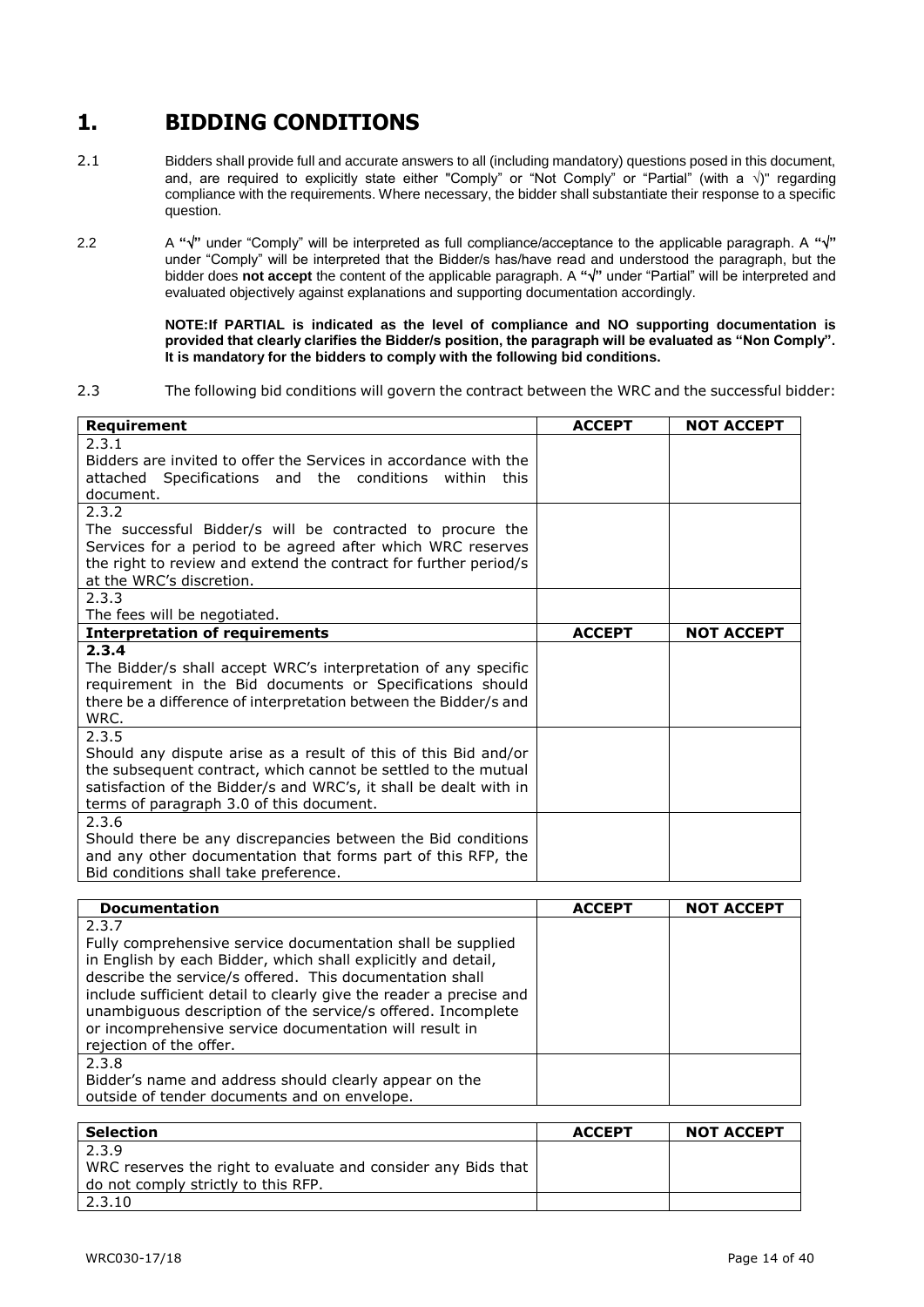# 1. BIDDING CONDITIONS

2.1 Bidders shall provide full and accurate answers to all (including mandatory) questions posed in this document, and, are required to explicitly state either "Comply" or "Not Comply" or "Partial" (with a √)" regarding compliance with the requirements. Where necessary, the bidder shall substantiate their response to a specific question.

2.2 A **"√"** under "Comply" will be interpreted as full compliance/acceptance to the applicable paragraph. A **"√"** under "Comply" will be interpreted that the Bidder/s has/have read and understood the paragraph, but the bidder does **not accept** the content of the applicable paragraph. A **"√"** under "Partial" will be interpreted and evaluated objectively against explanations and supporting documentation accordingly.

**NOTE:If PARTIAL is indicated as the level of compliance and NO supporting documentation is provided that clearly clarifies the Bidder/s position, the paragraph will be evaluated as "Non Comply". It is mandatory for the bidders to comply with the following bid conditions.**

2.3 The following bid conditions will govern the contract between the WRC and the successful bidder:

| Requirement | ACCEPT | NOT ACCEPT |
|---|---|---|
| 2.3.1<br>Bidders are invited to offer the Services in accordance with the attached Specifications and the conditions within this document. | | |
| 2.3.2<br>The successful Bidder/s will be contracted to procure the Services for a period to be agreed after which WRC reserves the right to review and extend the contract for further period/s at the WRC's discretion. | | |
| 2.3.3<br>The fees will be negotiated. | | |
| **Interpretation of requirements** | **ACCEPT** | **NOT ACCEPT** |
| **2.3.4**<br>The Bidder/s shall accept WRC's interpretation of any specific requirement in the Bid documents or Specifications should there be a difference of interpretation between the Bidder/s and WRC. | | |
| 2.3.5<br>Should any dispute arise as a result of this of this Bid and/or the subsequent contract, which cannot be settled to the mutual satisfaction of the Bidder/s and WRC's, it shall be dealt with in terms of paragraph 3.0 of this document. | | |
| 2.3.6<br>Should there be any discrepancies between the Bid conditions and any other documentation that forms part of this RFP, the Bid conditions shall take preference. | | |

| Documentation | ACCEPT | NOT ACCEPT |
|---|---|---|
| 2.3.7<br>Fully comprehensive service documentation shall be supplied in English by each Bidder, which shall explicitly and detail, describe the service/s offered. This documentation shall include sufficient detail to clearly give the reader a precise and unambiguous description of the service/s offered. Incomplete or incomprehensive service documentation will result in rejection of the offer. | | |
| 2.3.8<br>Bidder's name and address should clearly appear on the outside of tender documents and on envelope. | | |

| Selection | ACCEPT | NOT ACCEPT |
|---|---|---|
| 2.3.9<br>WRC reserves the right to evaluate and consider any Bids that do not comply strictly to this RFP. | | |
| 2.3.10 | | |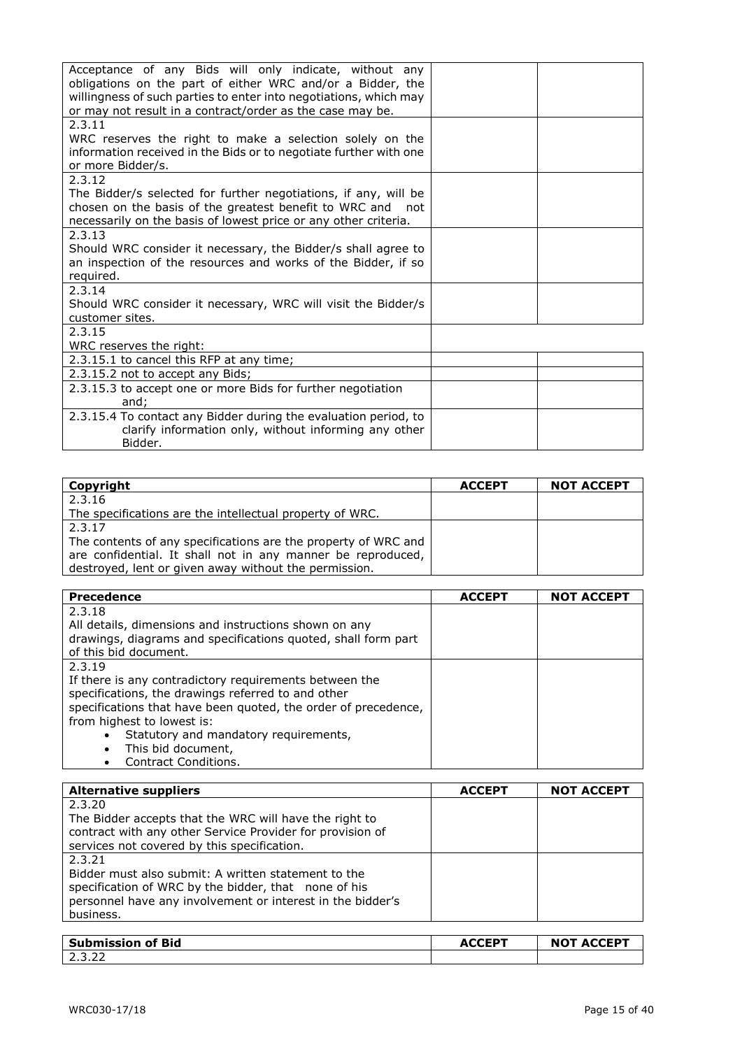| | | |
|---|---|---|
| Acceptance of any Bids will only indicate, without any obligations on the part of either WRC and/or a Bidder, the willingness of such parties to enter into negotiations, which may or may not result in a contract/order as the case may be. | | |
| 2.3.11<br>WRC reserves the right to make a selection solely on the information received in the Bids or to negotiate further with one or more Bidder/s. | | |
| 2.3.12<br>The Bidder/s selected for further negotiations, if any, will be chosen on the basis of the greatest benefit to WRC and not necessarily on the basis of lowest price or any other criteria. | | |
| 2.3.13<br>Should WRC consider it necessary, the Bidder/s shall agree to an inspection of the resources and works of the Bidder, if so required. | | |
| 2.3.14<br>Should WRC consider it necessary, WRC will visit the Bidder/s customer sites. | | |
| 2.3.15<br>WRC reserves the right: | | |
| 2.3.15.1 to cancel this RFP at any time; | | |
| 2.3.15.2 not to accept any Bids; | | |
| 2.3.15.3 to accept one or more Bids for further negotiation and; | | |
| 2.3.15.4 To contact any Bidder during the evaluation period, to clarify information only, without informing any other Bidder. | | |

| **Copyright** | **ACCEPT** | **NOT ACCEPT** |
|---|---|---|
| 2.3.16<br>The specifications are the intellectual property of WRC. | | |
| 2.3.17<br>The contents of any specifications are the property of WRC and are confidential. It shall not in any manner be reproduced, destroyed, lent or given away without the permission. | | |

| **Precedence** | **ACCEPT** | **NOT ACCEPT** |
|---|---|---|
| 2.3.18<br>All details, dimensions and instructions shown on any drawings, diagrams and specifications quoted, shall form part of this bid document. | | |
| 2.3.19<br>If there is any contradictory requirements between the specifications, the drawings referred to and other specifications that have been quoted, the order of precedence, from highest to lowest is:<br>• Statutory and mandatory requirements,<br>• This bid document,<br>• Contract Conditions. | | |

| **Alternative suppliers** | **ACCEPT** | **NOT ACCEPT** |
|---|---|---|
| 2.3.20<br>The Bidder accepts that the WRC will have the right to contract with any other Service Provider for provision of services not covered by this specification. | | |
| 2.3.21<br>Bidder must also submit: A written statement to the specification of WRC by the bidder, that none of his personnel have any involvement or interest in the bidder's business. | | |

| **Submission of Bid** | **ACCEPT** | **NOT ACCEPT** |
|---|---|---|
| 2.3.22 | | |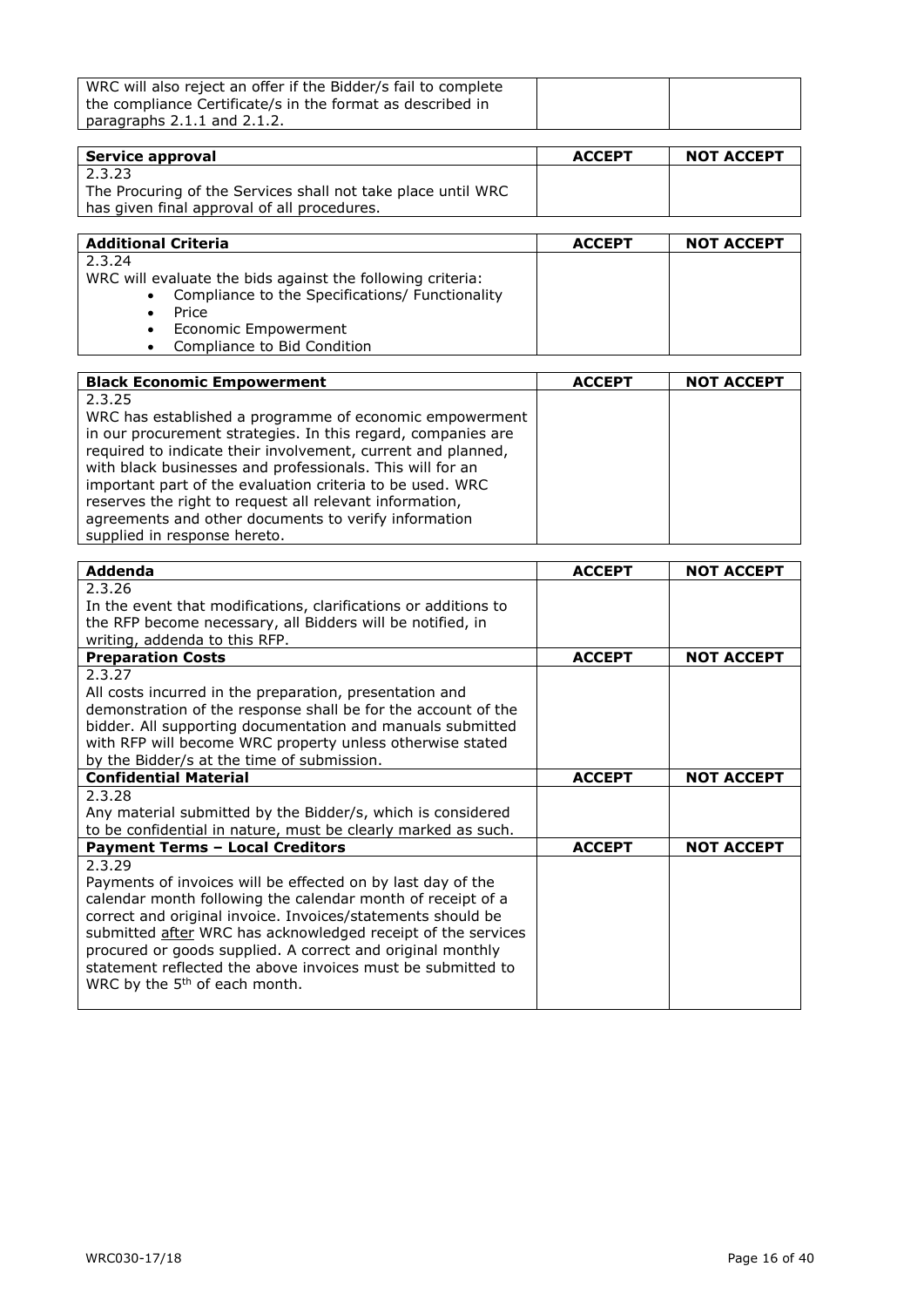| WRC will also reject an offer if the Bidder/s fail to complete the compliance Certificate/s in the format as described in paragraphs 2.1.1 and 2.1.2. | | |
|---|---|---|

| Service approval | ACCEPT | NOT ACCEPT |
|---|---|---|
| 2.3.23<br>The Procuring of the Services shall not take place until WRC has given final approval of all procedures. | | |

| Additional Criteria | ACCEPT | NOT ACCEPT |
|---|---|---|
| 2.3.24<br>WRC will evaluate the bids against the following criteria:<br>• Compliance to the Specifications/ Functionality<br>• Price<br>• Economic Empowerment<br>• Compliance to Bid Condition | | |

| Black Economic Empowerment | ACCEPT | NOT ACCEPT |
|---|---|---|
| 2.3.25<br>WRC has established a programme of economic empowerment in our procurement strategies. In this regard, companies are required to indicate their involvement, current and planned, with black businesses and professionals. This will for an important part of the evaluation criteria to be used. WRC reserves the right to request all relevant information, agreements and other documents to verify information supplied in response hereto. | | |

| Addenda | ACCEPT | NOT ACCEPT |
|---|---|---|
| 2.3.26<br>In the event that modifications, clarifications or additions to the RFP become necessary, all Bidders will be notified, in writing, addenda to this RFP. | | |
| **Preparation Costs** | **ACCEPT** | **NOT ACCEPT** |
| 2.3.27<br>All costs incurred in the preparation, presentation and demonstration of the response shall be for the account of the bidder. All supporting documentation and manuals submitted with RFP will become WRC property unless otherwise stated by the Bidder/s at the time of submission. | | |
| **Confidential Material** | **ACCEPT** | **NOT ACCEPT** |
| 2.3.28<br>Any material submitted by the Bidder/s, which is considered to be confidential in nature, must be clearly marked as such. | | |
| **Payment Terms – Local Creditors** | **ACCEPT** | **NOT ACCEPT** |
| 2.3.29<br>Payments of invoices will be effected on by last day of the calendar month following the calendar month of receipt of a correct and original invoice. Invoices/statements should be submitted after WRC has acknowledged receipt of the services procured or goods supplied. A correct and original monthly statement reflected the above invoices must be submitted to WRC by the 5th of each month. | | |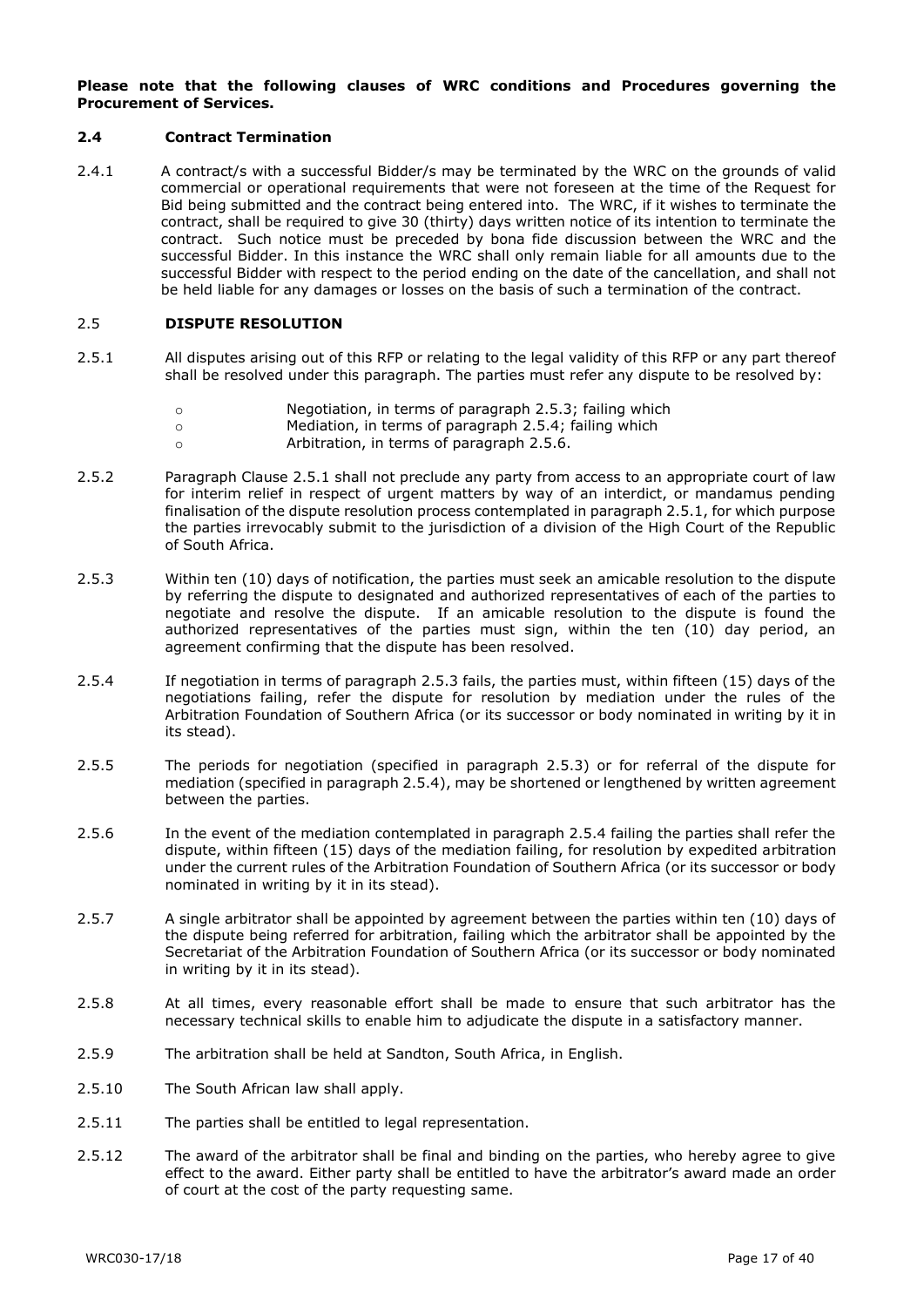**Please note that the following clauses of WRC conditions and Procedures governing the Procurement of Services.**

### 2.4 Contract Termination

2.4.1 A contract/s with a successful Bidder/s may be terminated by the WRC on the grounds of valid commercial or operational requirements that were not foreseen at the time of the Request for Bid being submitted and the contract being entered into. The WRC, if it wishes to terminate the contract, shall be required to give 30 (thirty) days written notice of its intention to terminate the contract. Such notice must be preceded by bona fide discussion between the WRC and the successful Bidder. In this instance the WRC shall only remain liable for all amounts due to the successful Bidder with respect to the period ending on the date of the cancellation, and shall not be held liable for any damages or losses on the basis of such a termination of the contract.

### 2.5 DISPUTE RESOLUTION

2.5.1 All disputes arising out of this RFP or relating to the legal validity of this RFP or any part thereof shall be resolved under this paragraph. The parties must refer any dispute to be resolved by:

- Negotiation, in terms of paragraph 2.5.3; failing which
- Mediation, in terms of paragraph 2.5.4; failing which
- Arbitration, in terms of paragraph 2.5.6.

2.5.2 Paragraph Clause 2.5.1 shall not preclude any party from access to an appropriate court of law for interim relief in respect of urgent matters by way of an interdict, or mandamus pending finalisation of the dispute resolution process contemplated in paragraph 2.5.1, for which purpose the parties irrevocably submit to the jurisdiction of a division of the High Court of the Republic of South Africa.

2.5.3 Within ten (10) days of notification, the parties must seek an amicable resolution to the dispute by referring the dispute to designated and authorized representatives of each of the parties to negotiate and resolve the dispute. If an amicable resolution to the dispute is found the authorized representatives of the parties must sign, within the ten (10) day period, an agreement confirming that the dispute has been resolved.

2.5.4 If negotiation in terms of paragraph 2.5.3 fails, the parties must, within fifteen (15) days of the negotiations failing, refer the dispute for resolution by mediation under the rules of the Arbitration Foundation of Southern Africa (or its successor or body nominated in writing by it in its stead).

2.5.5 The periods for negotiation (specified in paragraph 2.5.3) or for referral of the dispute for mediation (specified in paragraph 2.5.4), may be shortened or lengthened by written agreement between the parties.

2.5.6 In the event of the mediation contemplated in paragraph 2.5.4 failing the parties shall refer the dispute, within fifteen (15) days of the mediation failing, for resolution by expedited arbitration under the current rules of the Arbitration Foundation of Southern Africa (or its successor or body nominated in writing by it in its stead).

2.5.7 A single arbitrator shall be appointed by agreement between the parties within ten (10) days of the dispute being referred for arbitration, failing which the arbitrator shall be appointed by the Secretariat of the Arbitration Foundation of Southern Africa (or its successor or body nominated in writing by it in its stead).

2.5.8 At all times, every reasonable effort shall be made to ensure that such arbitrator has the necessary technical skills to enable him to adjudicate the dispute in a satisfactory manner.

2.5.9 The arbitration shall be held at Sandton, South Africa, in English.

2.5.10 The South African law shall apply.

2.5.11 The parties shall be entitled to legal representation.

2.5.12 The award of the arbitrator shall be final and binding on the parties, who hereby agree to give effect to the award. Either party shall be entitled to have the arbitrator's award made an order of court at the cost of the party requesting same.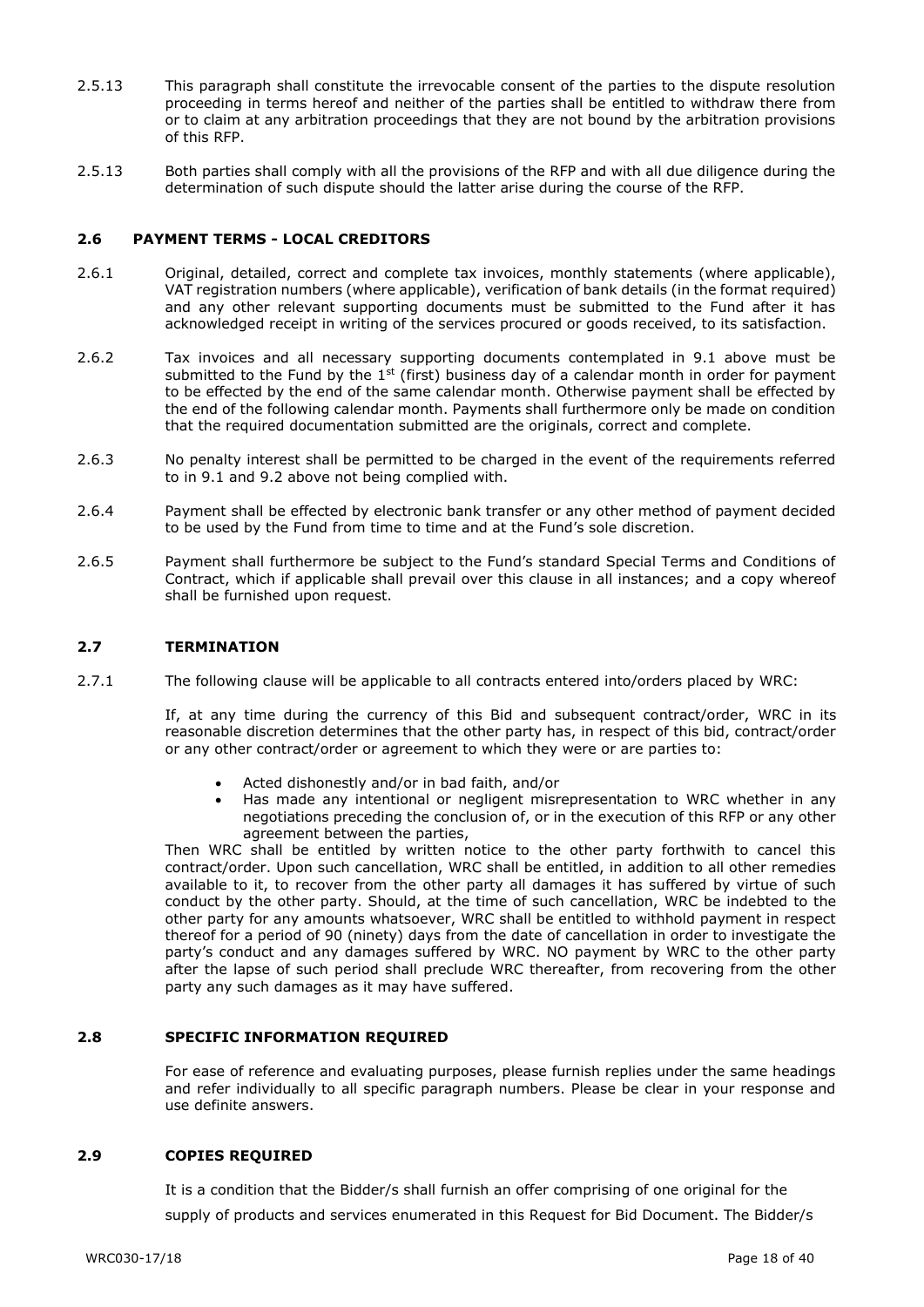2.5.13 This paragraph shall constitute the irrevocable consent of the parties to the dispute resolution proceeding in terms hereof and neither of the parties shall be entitled to withdraw there from or to claim at any arbitration proceedings that they are not bound by the arbitration provisions of this RFP.

2.5.13 Both parties shall comply with all the provisions of the RFP and with all due diligence during the determination of such dispute should the latter arise during the course of the RFP.

### 2.6 PAYMENT TERMS - LOCAL CREDITORS

2.6.1 Original, detailed, correct and complete tax invoices, monthly statements (where applicable), VAT registration numbers (where applicable), verification of bank details (in the format required) and any other relevant supporting documents must be submitted to the Fund after it has acknowledged receipt in writing of the services procured or goods received, to its satisfaction.

2.6.2 Tax invoices and all necessary supporting documents contemplated in 9.1 above must be submitted to the Fund by the 1st (first) business day of a calendar month in order for payment to be effected by the end of the same calendar month. Otherwise payment shall be effected by the end of the following calendar month. Payments shall furthermore only be made on condition that the required documentation submitted are the originals, correct and complete.

2.6.3 No penalty interest shall be permitted to be charged in the event of the requirements referred to in 9.1 and 9.2 above not being complied with.

2.6.4 Payment shall be effected by electronic bank transfer or any other method of payment decided to be used by the Fund from time to time and at the Fund's sole discretion.

2.6.5 Payment shall furthermore be subject to the Fund's standard Special Terms and Conditions of Contract, which if applicable shall prevail over this clause in all instances; and a copy whereof shall be furnished upon request.

### 2.7 TERMINATION

2.7.1 The following clause will be applicable to all contracts entered into/orders placed by WRC:

If, at any time during the currency of this Bid and subsequent contract/order, WRC in its reasonable discretion determines that the other party has, in respect of this bid, contract/order or any other contract/order or agreement to which they were or are parties to:

- Acted dishonestly and/or in bad faith, and/or
- Has made any intentional or negligent misrepresentation to WRC whether in any negotiations preceding the conclusion of, or in the execution of this RFP or any other agreement between the parties,

Then WRC shall be entitled by written notice to the other party forthwith to cancel this contract/order. Upon such cancellation, WRC shall be entitled, in addition to all other remedies available to it, to recover from the other party all damages it has suffered by virtue of such conduct by the other party. Should, at the time of such cancellation, WRC be indebted to the other party for any amounts whatsoever, WRC shall be entitled to withhold payment in respect thereof for a period of 90 (ninety) days from the date of cancellation in order to investigate the party's conduct and any damages suffered by WRC. NO payment by WRC to the other party after the lapse of such period shall preclude WRC thereafter, from recovering from the other party any such damages as it may have suffered.

### 2.8 SPECIFIC INFORMATION REQUIRED

For ease of reference and evaluating purposes, please furnish replies under the same headings and refer individually to all specific paragraph numbers. Please be clear in your response and use definite answers.

### 2.9 COPIES REQUIRED

It is a condition that the Bidder/s shall furnish an offer comprising of one original for the supply of products and services enumerated in this Request for Bid Document. The Bidder/s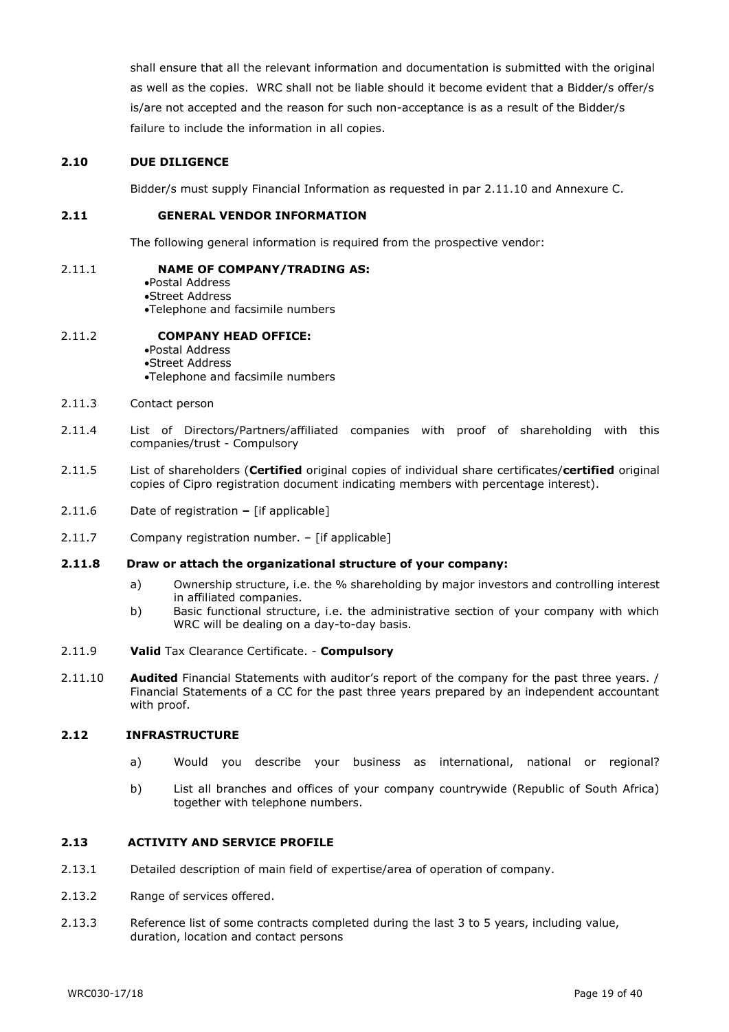shall ensure that all the relevant information and documentation is submitted with the original as well as the copies. WRC shall not be liable should it become evident that a Bidder/s offer/s is/are not accepted and the reason for such non-acceptance is as a result of the Bidder/s failure to include the information in all copies.

### 2.10 DUE DILIGENCE

Bidder/s must supply Financial Information as requested in par 2.11.10 and Annexure C.

### 2.11 GENERAL VENDOR INFORMATION

The following general information is required from the prospective vendor:

2.11.1 **NAME OF COMPANY/TRADING AS:**

- Postal Address
- Street Address
- Telephone and facsimile numbers

2.11.2 **COMPANY HEAD OFFICE:**

- Postal Address
- Street Address
- Telephone and facsimile numbers

2.11.3 Contact person

2.11.4 List of Directors/Partners/affiliated companies with proof of shareholding with this companies/trust - Compulsory

2.11.5 List of shareholders (**Certified** original copies of individual share certificates/**certified** original copies of Cipro registration document indicating members with percentage interest).

2.11.6 Date of registration **–** [if applicable]

2.11.7 Company registration number. – [if applicable]

**2.11.8 Draw or attach the organizational structure of your company:**

a) Ownership structure, i.e. the % shareholding by major investors and controlling interest in affiliated companies.

b) Basic functional structure, i.e. the administrative section of your company with which WRC will be dealing on a day-to-day basis.

2.11.9 **Valid** Tax Clearance Certificate. - **Compulsory**

2.11.10 **Audited** Financial Statements with auditor's report of the company for the past three years. / Financial Statements of a CC for the past three years prepared by an independent accountant with proof.

### 2.12 INFRASTRUCTURE

a) Would you describe your business as international, national or regional?

b) List all branches and offices of your company countrywide (Republic of South Africa) together with telephone numbers.

### 2.13 ACTIVITY AND SERVICE PROFILE

2.13.1 Detailed description of main field of expertise/area of operation of company.

2.13.2 Range of services offered.

2.13.3 Reference list of some contracts completed during the last 3 to 5 years, including value, duration, location and contact persons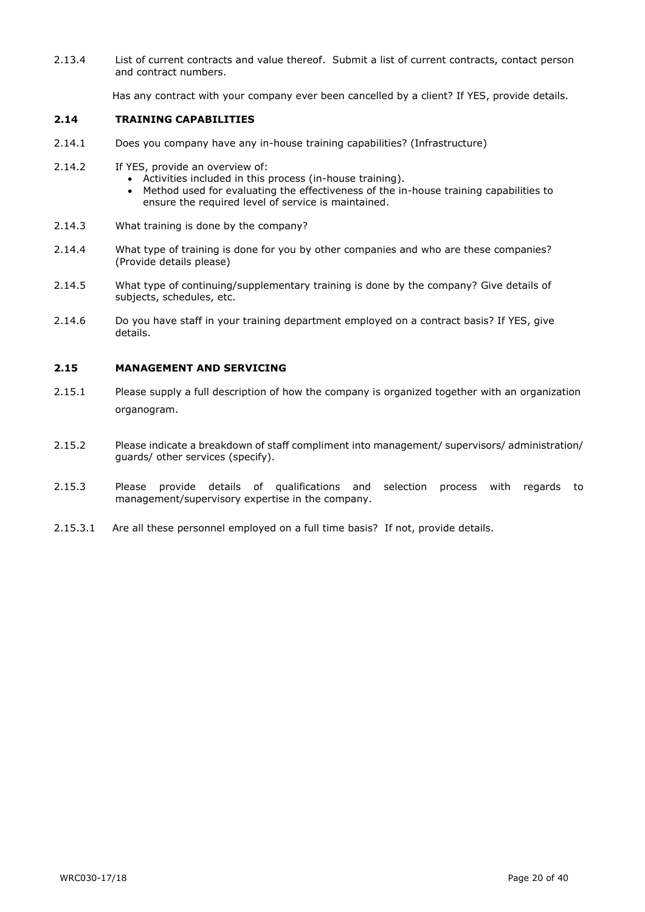2.13.4 List of current contracts and value thereof. Submit a list of current contracts, contact person and contract numbers.

Has any contract with your company ever been cancelled by a client? If YES, provide details.

### 2.14 TRAINING CAPABILITIES

2.14.1 Does you company have any in-house training capabilities? (Infrastructure)

2.14.2 If YES, provide an overview of:

- Activities included in this process (in-house training).
- Method used for evaluating the effectiveness of the in-house training capabilities to ensure the required level of service is maintained.

2.14.3 What training is done by the company?

2.14.4 What type of training is done for you by other companies and who are these companies? (Provide details please)

2.14.5 What type of continuing/supplementary training is done by the company? Give details of subjects, schedules, etc.

2.14.6 Do you have staff in your training department employed on a contract basis? If YES, give details.

### 2.15 MANAGEMENT AND SERVICING

2.15.1 Please supply a full description of how the company is organized together with an organization organogram.

2.15.2 Please indicate a breakdown of staff compliment into management/ supervisors/ administration/ guards/ other services (specify).

2.15.3 Please provide details of qualifications and selection process with regards to management/supervisory expertise in the company.

2.15.3.1 Are all these personnel employed on a full time basis? If not, provide details.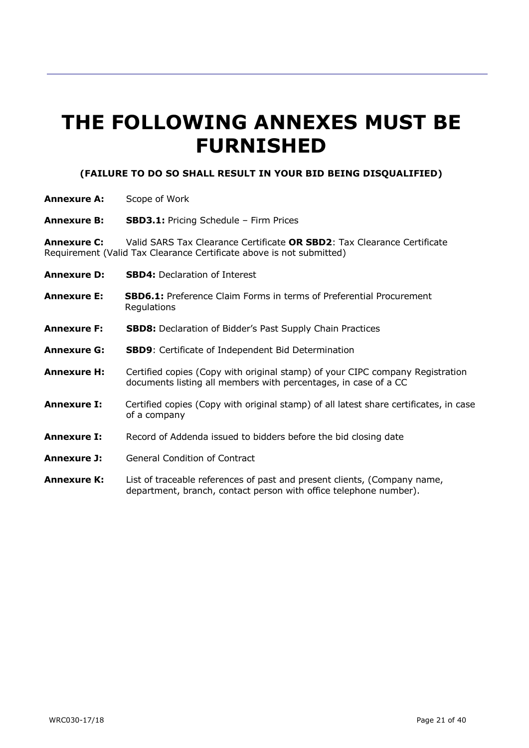# THE FOLLOWING ANNEXES MUST BE FURNISHED

**(FAILURE TO DO SO SHALL RESULT IN YOUR BID BEING DISQUALIFIED)**

**Annexure A:** Scope of Work

**Annexure B:** **SBD3.1:** Pricing Schedule – Firm Prices

**Annexure C:** Valid SARS Tax Clearance Certificate **OR SBD2**: Tax Clearance Certificate Requirement (Valid Tax Clearance Certificate above is not submitted)

**Annexure D:** **SBD4:** Declaration of Interest

**Annexure E:** **SBD6.1:** Preference Claim Forms in terms of Preferential Procurement Regulations

**Annexure F:** **SBD8:** Declaration of Bidder's Past Supply Chain Practices

**Annexure G:** **SBD9**: Certificate of Independent Bid Determination

**Annexure H:** Certified copies (Copy with original stamp) of your CIPC company Registration documents listing all members with percentages, in case of a CC

**Annexure I:** Certified copies (Copy with original stamp) of all latest share certificates, in case of a company

**Annexure I:** Record of Addenda issued to bidders before the bid closing date

**Annexure J:** General Condition of Contract

**Annexure K:** List of traceable references of past and present clients, (Company name, department, branch, contact person with office telephone number).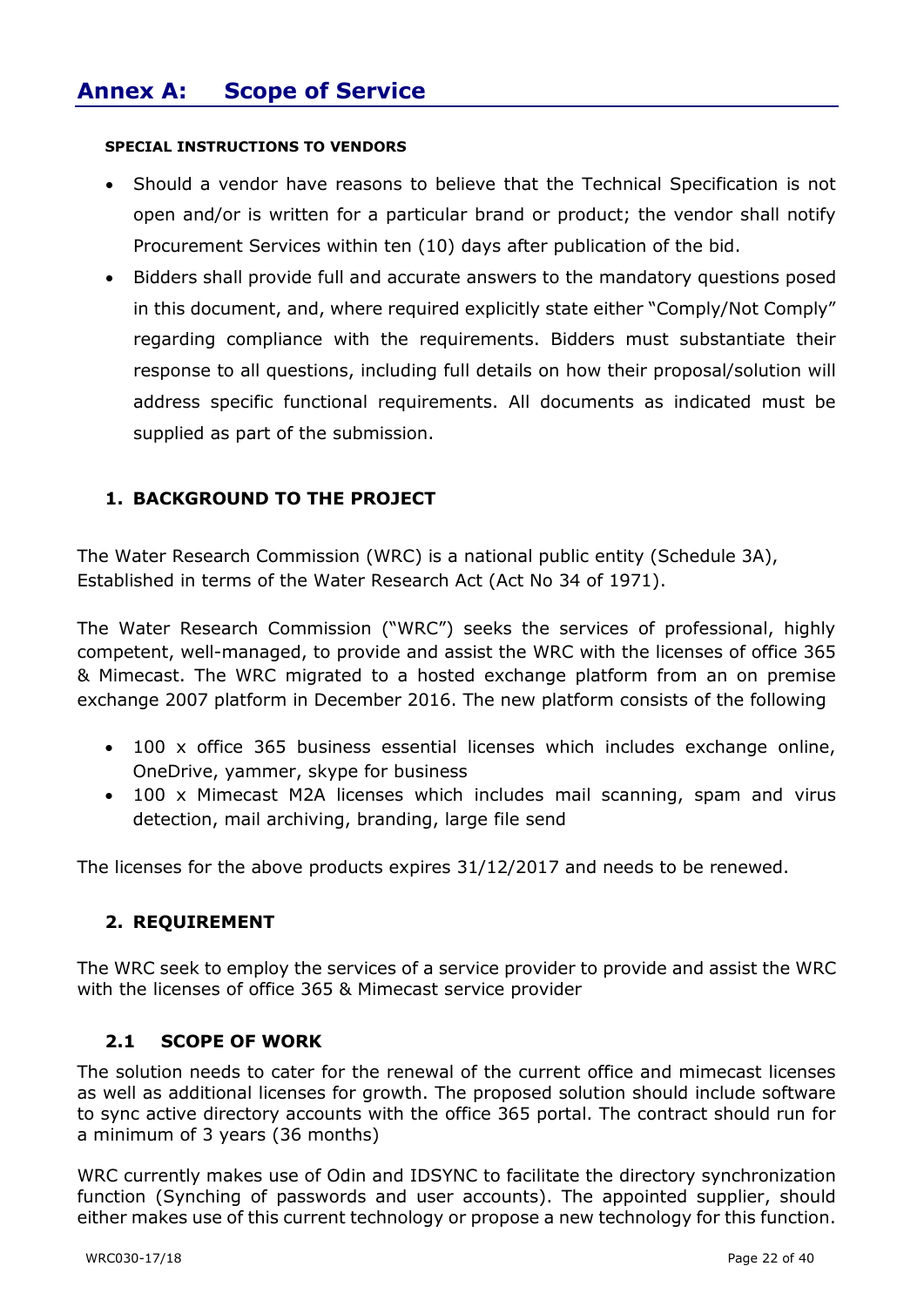# Annex A: Scope of Service

**SPECIAL INSTRUCTIONS TO VENDORS**

- Should a vendor have reasons to believe that the Technical Specification is not open and/or is written for a particular brand or product; the vendor shall notify Procurement Services within ten (10) days after publication of the bid.
- Bidders shall provide full and accurate answers to the mandatory questions posed in this document, and, where required explicitly state either "Comply/Not Comply" regarding compliance with the requirements. Bidders must substantiate their response to all questions, including full details on how their proposal/solution will address specific functional requirements. All documents as indicated must be supplied as part of the submission.

## 1. BACKGROUND TO THE PROJECT

The Water Research Commission (WRC) is a national public entity (Schedule 3A), Established in terms of the Water Research Act (Act No 34 of 1971).

The Water Research Commission ("WRC") seeks the services of professional, highly competent, well-managed, to provide and assist the WRC with the licenses of office 365 & Mimecast. The WRC migrated to a hosted exchange platform from an on premise exchange 2007 platform in December 2016. The new platform consists of the following

- 100 x office 365 business essential licenses which includes exchange online, OneDrive, yammer, skype for business
- 100 x Mimecast M2A licenses which includes mail scanning, spam and virus detection, mail archiving, branding, large file send

The licenses for the above products expires 31/12/2017 and needs to be renewed.

## 2. REQUIREMENT

The WRC seek to employ the services of a service provider to provide and assist the WRC with the licenses of office 365 & Mimecast service provider

### 2.1 SCOPE OF WORK

The solution needs to cater for the renewal of the current office and mimecast licenses as well as additional licenses for growth. The proposed solution should include software to sync active directory accounts with the office 365 portal. The contract should run for a minimum of 3 years (36 months)

WRC currently makes use of Odin and IDSYNC to facilitate the directory synchronization function (Synching of passwords and user accounts). The appointed supplier, should either makes use of this current technology or propose a new technology for this function.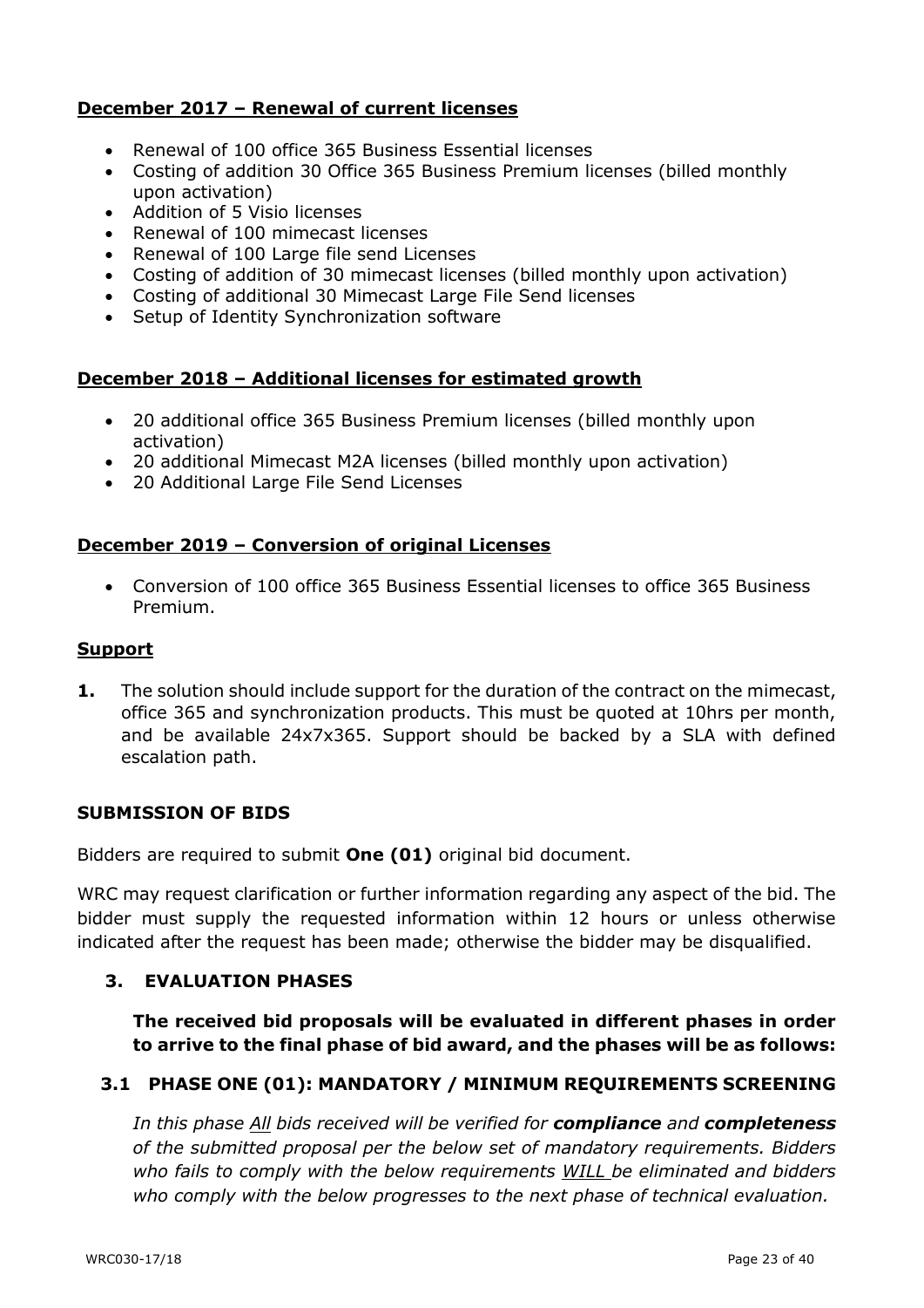**December 2017 – Renewal of current licenses**

- Renewal of 100 office 365 Business Essential licenses
- Costing of addition 30 Office 365 Business Premium licenses (billed monthly upon activation)
- Addition of 5 Visio licenses
- Renewal of 100 mimecast licenses
- Renewal of 100 Large file send Licenses
- Costing of addition of 30 mimecast licenses (billed monthly upon activation)
- Costing of additional 30 Mimecast Large File Send licenses
- Setup of Identity Synchronization software

**December 2018 – Additional licenses for estimated growth**

- 20 additional office 365 Business Premium licenses (billed monthly upon activation)
- 20 additional Mimecast M2A licenses (billed monthly upon activation)
- 20 Additional Large File Send Licenses

**December 2019 – Conversion of original Licenses**

- Conversion of 100 office 365 Business Essential licenses to office 365 Business Premium.

**Support**

**1.** The solution should include support for the duration of the contract on the mimecast, office 365 and synchronization products. This must be quoted at 10hrs per month, and be available 24x7x365. Support should be backed by a SLA with defined escalation path.

**SUBMISSION OF BIDS**

Bidders are required to submit **One (01)** original bid document.

WRC may request clarification or further information regarding any aspect of the bid. The bidder must supply the requested information within 12 hours or unless otherwise indicated after the request has been made; otherwise the bidder may be disqualified.

## 3. EVALUATION PHASES

**The received bid proposals will be evaluated in different phases in order to arrive to the final phase of bid award, and the phases will be as follows:**

### 3.1 PHASE ONE (01): MANDATORY / MINIMUM REQUIREMENTS SCREENING

*In this phase All bids received will be verified for **compliance** and **completeness** of the submitted proposal per the below set of mandatory requirements. Bidders who fails to comply with the below requirements WILL be eliminated and bidders who comply with the below progresses to the next phase of technical evaluation.*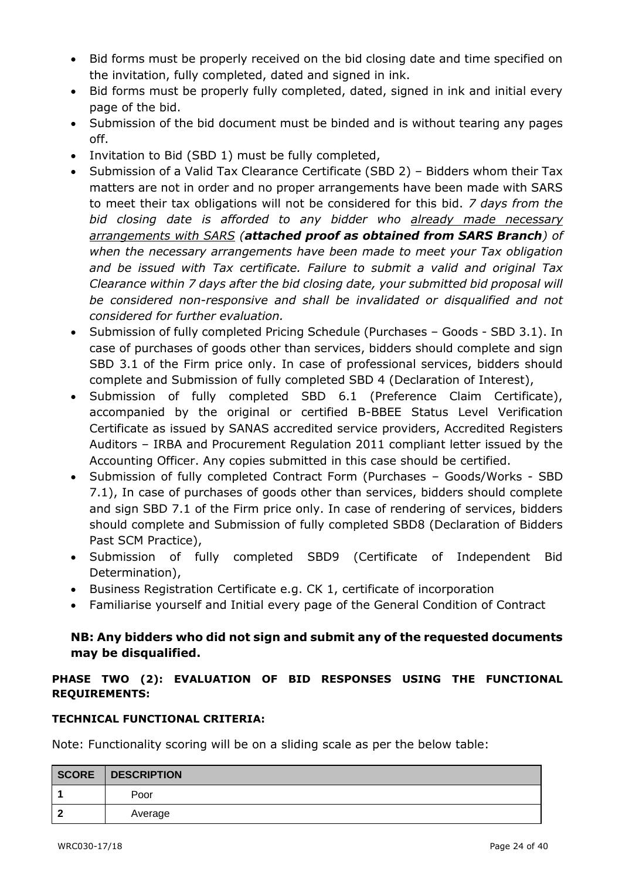- Bid forms must be properly received on the bid closing date and time specified on the invitation, fully completed, dated and signed in ink.
- Bid forms must be properly fully completed, dated, signed in ink and initial every page of the bid.
- Submission of the bid document must be binded and is without tearing any pages off.
- Invitation to Bid (SBD 1) must be fully completed,
- Submission of a Valid Tax Clearance Certificate (SBD 2) – Bidders whom their Tax matters are not in order and no proper arrangements have been made with SARS to meet their tax obligations will not be considered for this bid. *7 days from the bid closing date is afforded to any bidder who <u>already made necessary arrangements with SARS</u> (**attached proof as obtained from SARS Branch**) of when the necessary arrangements have been made to meet your Tax obligation and be issued with Tax certificate. Failure to submit a valid and original Tax Clearance within 7 days after the bid closing date, your submitted bid proposal will be considered non-responsive and shall be invalidated or disqualified and not considered for further evaluation.*
- Submission of fully completed Pricing Schedule (Purchases – Goods - SBD 3.1). In case of purchases of goods other than services, bidders should complete and sign SBD 3.1 of the Firm price only. In case of professional services, bidders should complete and Submission of fully completed SBD 4 (Declaration of Interest),
- Submission of fully completed SBD 6.1 (Preference Claim Certificate), accompanied by the original or certified B-BBEE Status Level Verification Certificate as issued by SANAS accredited service providers, Accredited Registers Auditors – IRBA and Procurement Regulation 2011 compliant letter issued by the Accounting Officer. Any copies submitted in this case should be certified.
- Submission of fully completed Contract Form (Purchases – Goods/Works - SBD 7.1), In case of purchases of goods other than services, bidders should complete and sign SBD 7.1 of the Firm price only. In case of rendering of services, bidders should complete and Submission of fully completed SBD8 (Declaration of Bidders Past SCM Practice),
- Submission of fully completed SBD9 (Certificate of Independent Bid Determination),
- Business Registration Certificate e.g. CK 1, certificate of incorporation
- Familiarise yourself and Initial every page of the General Condition of Contract

**NB: Any bidders who did not sign and submit any of the requested documents may be disqualified.**

**PHASE TWO (2): EVALUATION OF BID RESPONSES USING THE FUNCTIONAL REQUIREMENTS:**

**TECHNICAL FUNCTIONAL CRITERIA:**

Note: Functionality scoring will be on a sliding scale as per the below table:

| SCORE | DESCRIPTION |
|---|---|
| 1 | Poor |
| 2 | Average |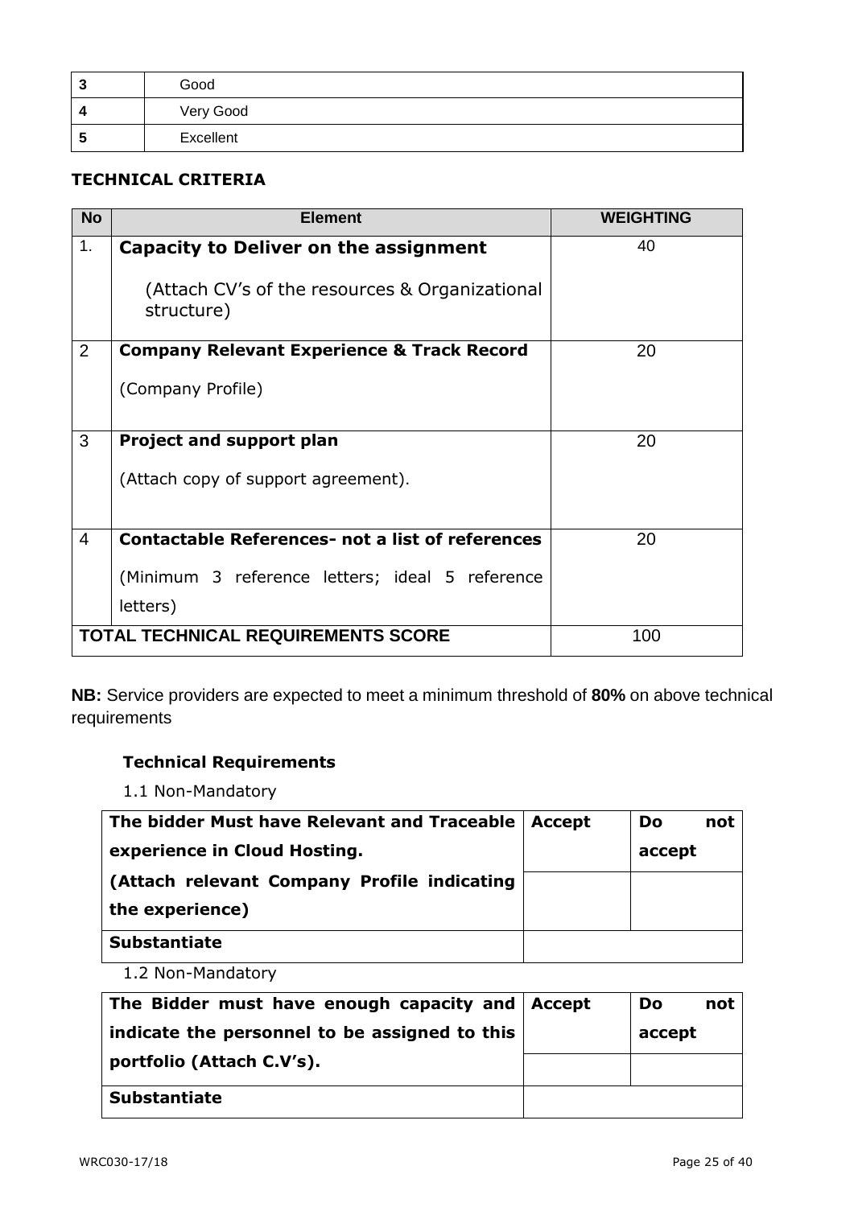| 3 | Good |
|---|---|
| 4 | Very Good |
| 5 | Excellent |

**TECHNICAL CRITERIA**

| No | Element | WEIGHTING |
|---|---|---|
| 1. | **Capacity to Deliver on the assignment**<br><br>(Attach CV's of the resources & Organizational structure) | 40 |
| 2 | **Company Relevant Experience & Track Record**<br><br>(Company Profile) | 20 |
| 3 | **Project and support plan**<br><br>(Attach copy of support agreement). | 20 |
| 4 | **Contactable References- not a list of references**<br><br>(Minimum 3 reference letters; ideal 5 reference letters) | 20 |
| **TOTAL TECHNICAL REQUIREMENTS SCORE** | | 100 |

**NB:** Service providers are expected to meet a minimum threshold of **80%** on above technical requirements

**Technical Requirements**

1.1 Non-Mandatory

| **The bidder Must have Relevant and Traceable experience in Cloud Hosting.** | **Accept** | **Do not accept** |
|---|---|---|
| **(Attach relevant Company Profile indicating the experience)** | | |
| **Substantiate** | | |

1.2 Non-Mandatory

| **The Bidder must have enough capacity and indicate the personnel to be assigned to this portfolio (Attach C.V's).** | **Accept** | **Do not accept** |
|---|---|---|
| | | |
| **Substantiate** | | |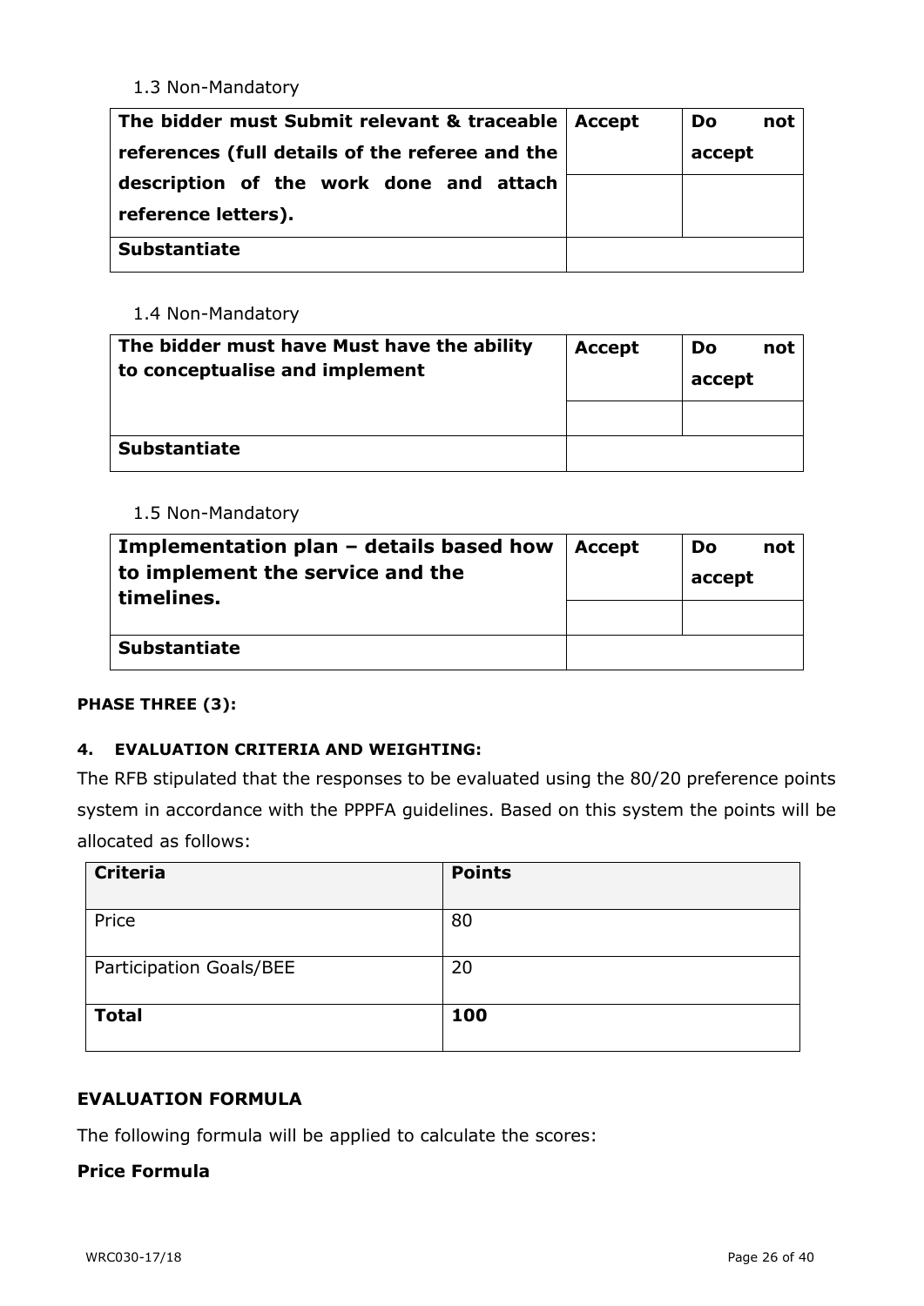1.3 Non-Mandatory

| The bidder must Submit relevant & traceable references (full details of the referee and the description of the work done and attach reference letters). | Accept | Do not accept |
|---|---|---|
| | | |
| **Substantiate** | | |

1.4 Non-Mandatory

| The bidder must have Must have the ability to conceptualise and implement | Accept | Do not accept |
|---|---|---|
| | | |
| **Substantiate** | | |

1.5 Non-Mandatory

| Implementation plan – details based how to implement the service and the timelines. | Accept | Do not accept |
|---|---|---|
| | | |
| **Substantiate** | | |

**PHASE THREE (3):**

**4. EVALUATION CRITERIA AND WEIGHTING:**

The RFB stipulated that the responses to be evaluated using the 80/20 preference points system in accordance with the PPPFA guidelines. Based on this system the points will be allocated as follows:

| Criteria | Points |
|---|---|
| Price | 80 |
| Participation Goals/BEE | 20 |
| **Total** | **100** |

**EVALUATION FORMULA**

The following formula will be applied to calculate the scores:

**Price Formula**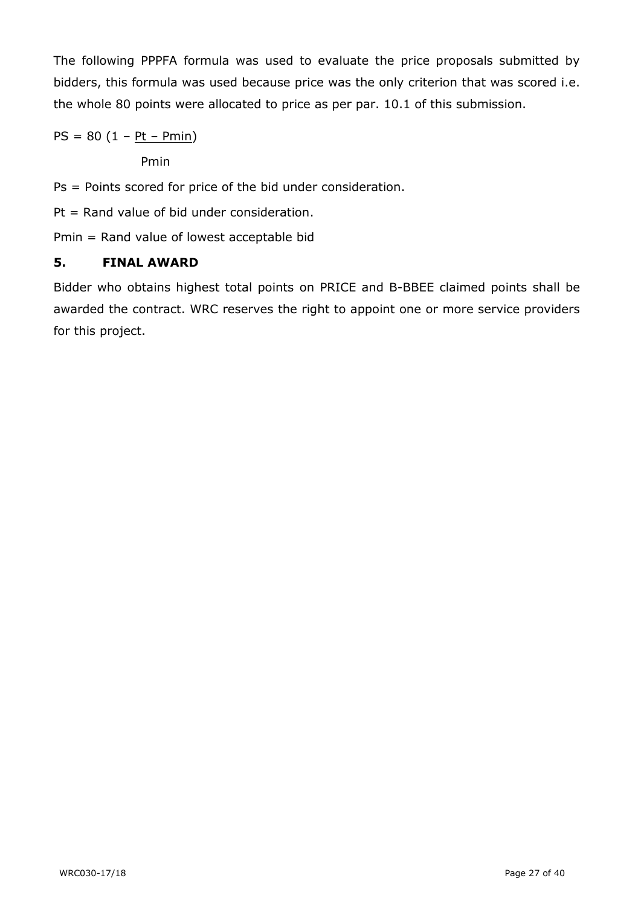The following PPPFA formula was used to evaluate the price proposals submitted by bidders, this formula was used because price was the only criterion that was scored i.e. the whole 80 points were allocated to price as per par. 10.1 of this submission.

$$PS = 80\left(1 - \frac{Pt - Pmin}{Pmin}\right)$$

Ps = Points scored for price of the bid under consideration.

Pt = Rand value of bid under consideration.

Pmin = Rand value of lowest acceptable bid

## 5. FINAL AWARD

Bidder who obtains highest total points on PRICE and B-BBEE claimed points shall be awarded the contract. WRC reserves the right to appoint one or more service providers for this project.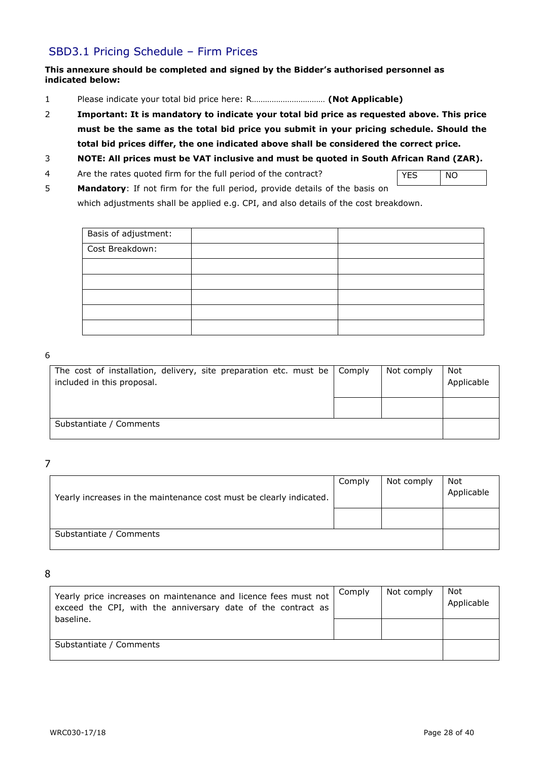## SBD3.1 Pricing Schedule – Firm Prices

**This annexure should be completed and signed by the Bidder's authorised personnel as indicated below:**

1. Please indicate your total bid price here: R…………………………… **(Not Applicable)**
2. **Important: It is mandatory to indicate your total bid price as requested above. This price must be the same as the total bid price you submit in your pricing schedule. Should the total bid prices differ, the one indicated above shall be considered the correct price.**
3. **NOTE: All prices must be VAT inclusive and must be quoted in South African Rand (ZAR).**
4. Are the rates quoted firm for the full period of the contract?

| YES | NO |
|---|---|

5. **Mandatory**: If not firm for the full period, provide details of the basis on which adjustments shall be applied e.g. CPI, and also details of the cost breakdown.

| Basis of adjustment: | | |
|---|---|---|
| Cost Breakdown: | | |
| | | |
| | | |
| | | |
| | | |
| | | |

6

| The cost of installation, delivery, site preparation etc. must be included in this proposal. | Comply | Not comply | Not Applicable |
|---|---|---|---|
| | | | |
| Substantiate / Comments | | | |

7

| Yearly increases in the maintenance cost must be clearly indicated. | Comply | Not comply | Not Applicable |
|---|---|---|---|
| | | | |
| Substantiate / Comments | | | |

8

| Yearly price increases on maintenance and licence fees must not exceed the CPI, with the anniversary date of the contract as baseline. | Comply | Not comply | Not Applicable |
|---|---|---|---|
| | | | |
| Substantiate / Comments | | | |

WRC030-17/18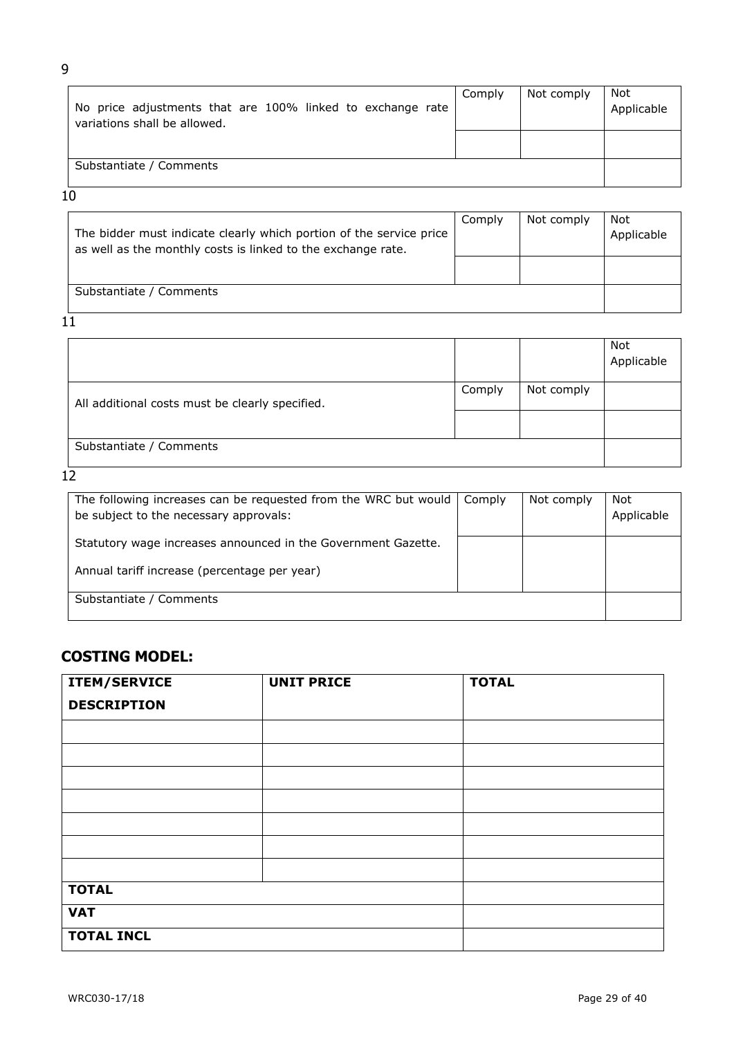9

| No price adjustments that are 100% linked to exchange rate variations shall be allowed. | Comply | Not comply | Not Applicable |
|---|---|---|---|
| | | | |
| Substantiate / Comments | | | |

10

| The bidder must indicate clearly which portion of the service price as well as the monthly costs is linked to the exchange rate. | Comply | Not comply | Not Applicable |
|---|---|---|---|
| | | | |
| Substantiate / Comments | | | |

11

| | | | Not Applicable |
|---|---|---|---|
| All additional costs must be clearly specified. | Comply | Not comply | |
| | | | |
| Substantiate / Comments | | | |

12

| The following increases can be requested from the WRC but would be subject to the necessary approvals: | Comply | Not comply | Not Applicable |
|---|---|---|---|
| Statutory wage increases announced in the Government Gazette.<br><br>Annual tariff increase (percentage per year) | | | |
| Substantiate / Comments | | | |

## COSTING MODEL:

| ITEM/SERVICE DESCRIPTION | UNIT PRICE | TOTAL |
|---|---|---|
| | | |
| | | |
| | | |
| | | |
| | | |
| | | |
| | | |
| **TOTAL** | | |
| **VAT** | | |
| **TOTAL INCL** | | |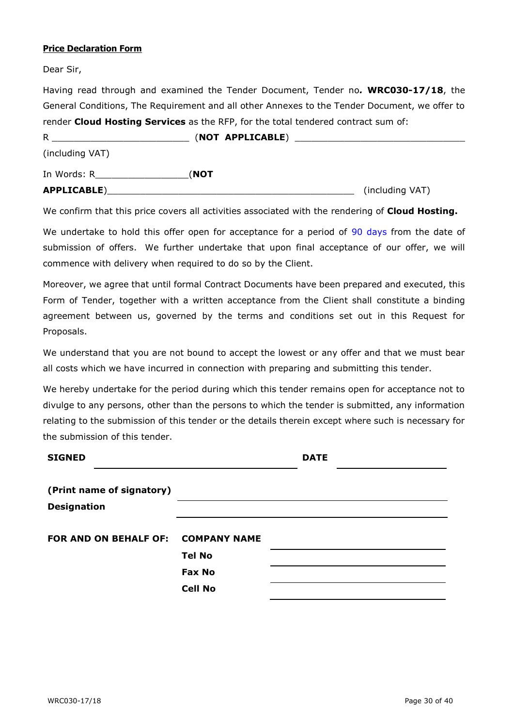**Price Declaration Form**

Dear Sir,

Having read through and examined the Tender Document, Tender no***.*** **WRC030-17/18**, the General Conditions, The Requirement and all other Annexes to the Tender Document, we offer to render **Cloud Hosting Services** as the RFP, for the total tendered contract sum of:

R ________________________ (**NOT APPLICABLE**) ______________________________ (including VAT)

In Words: R________________(**NOT APPLICABLE**)____________________________________________ (including VAT)

We confirm that this price covers all activities associated with the rendering of **Cloud Hosting.**

We undertake to hold this offer open for acceptance for a period of 90 days from the date of submission of offers. We further undertake that upon final acceptance of our offer, we will commence with delivery when required to do so by the Client.

Moreover, we agree that until formal Contract Documents have been prepared and executed, this Form of Tender, together with a written acceptance from the Client shall constitute a binding agreement between us, governed by the terms and conditions set out in this Request for Proposals.

We understand that you are not bound to accept the lowest or any offer and that we must bear all costs which we have incurred in connection with preparing and submitting this tender.

We hereby undertake for the period during which this tender remains open for acceptance not to divulge to any persons, other than the persons to which the tender is submitted, any information relating to the submission of this tender or the details therein except where such is necessary for the submission of this tender.

**SIGNED** ______________________________ **DATE** ________________

**(Print name of signatory)** ______________________________

**Designation** ______________________________

**FOR AND ON BEHALF OF:** **COMPANY NAME** ______________________________

**Tel No** ______________________________

**Fax No** ______________________________

**Cell No** ______________________________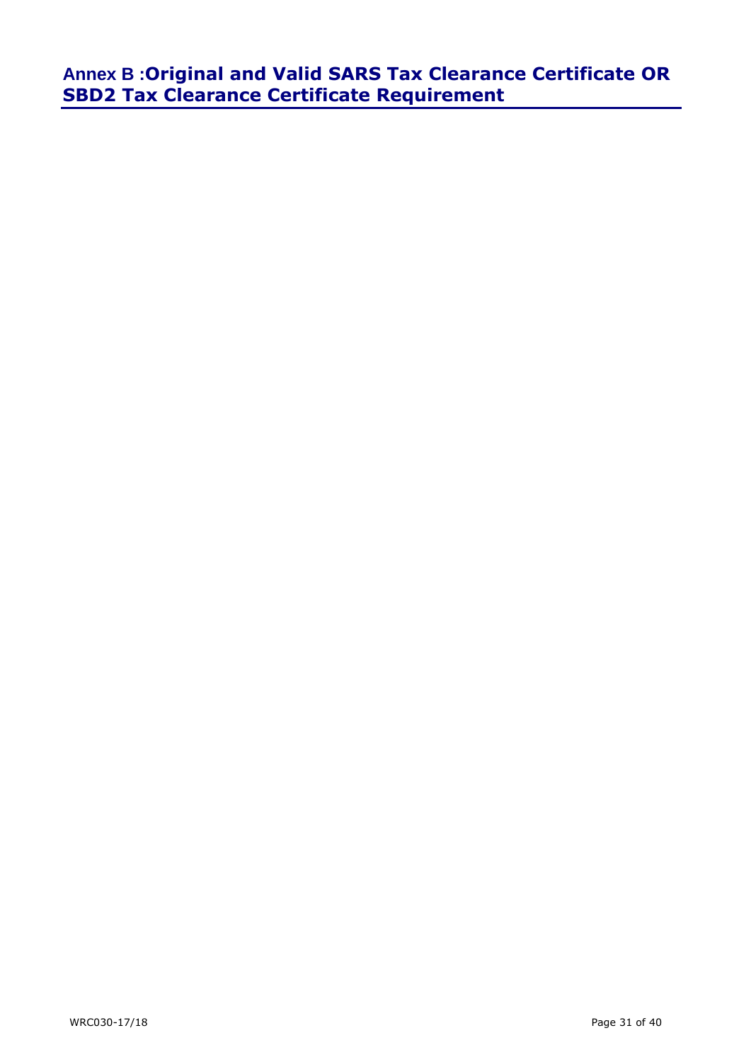## Annex B :Original and Valid SARS Tax Clearance Certificate OR SBD2 Tax Clearance Certificate Requirement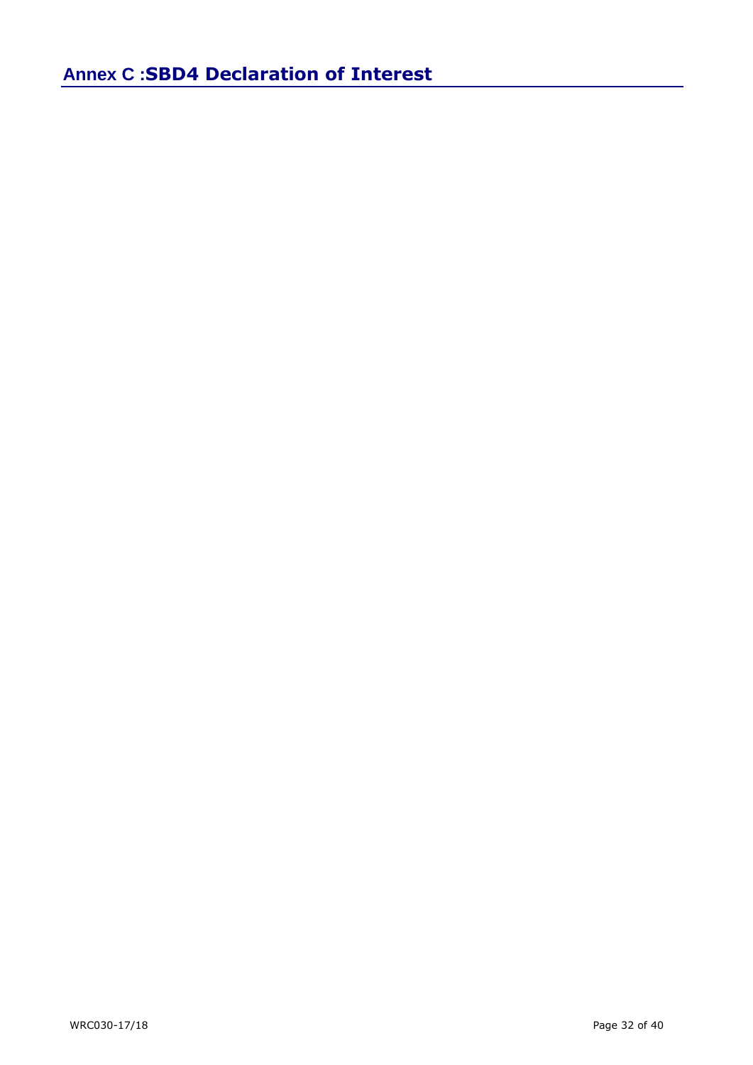# Annex C :SBD4 Declaration of Interest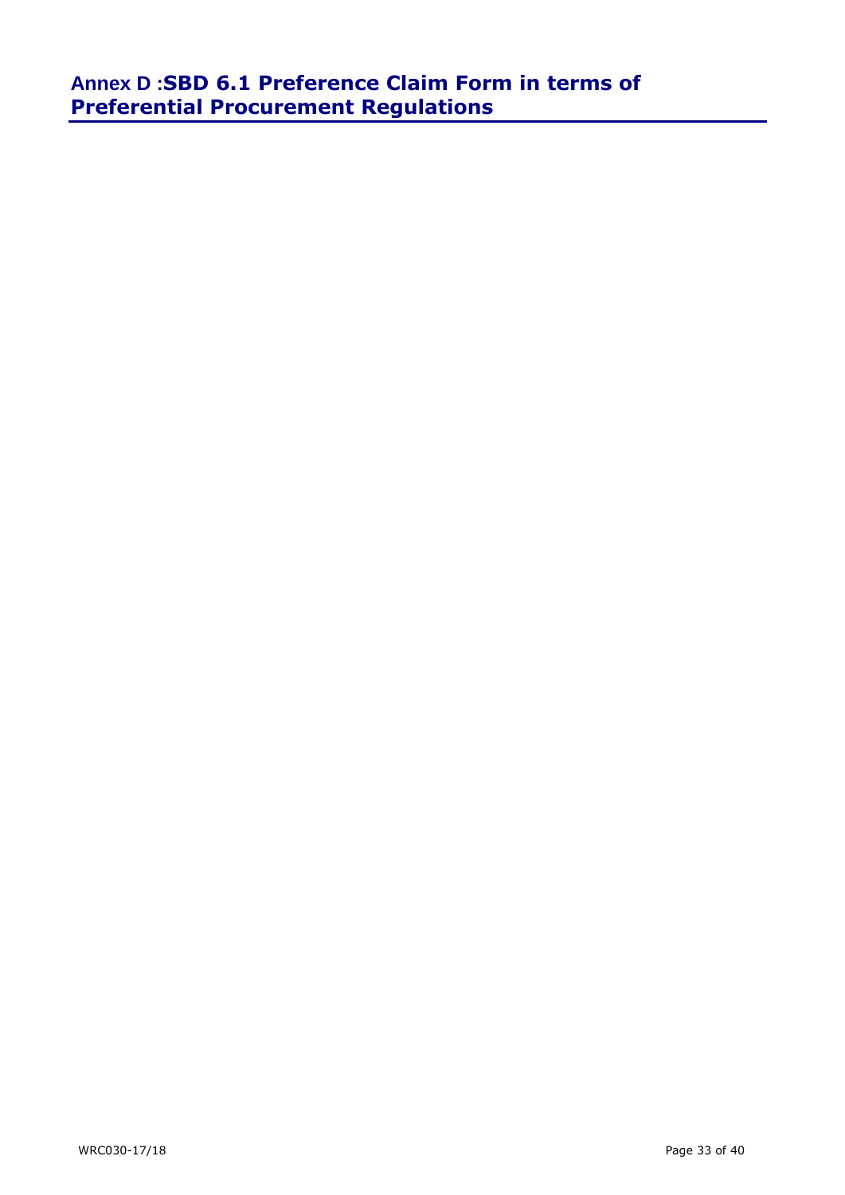## Annex D :SBD 6.1 Preference Claim Form in terms of Preferential Procurement Regulations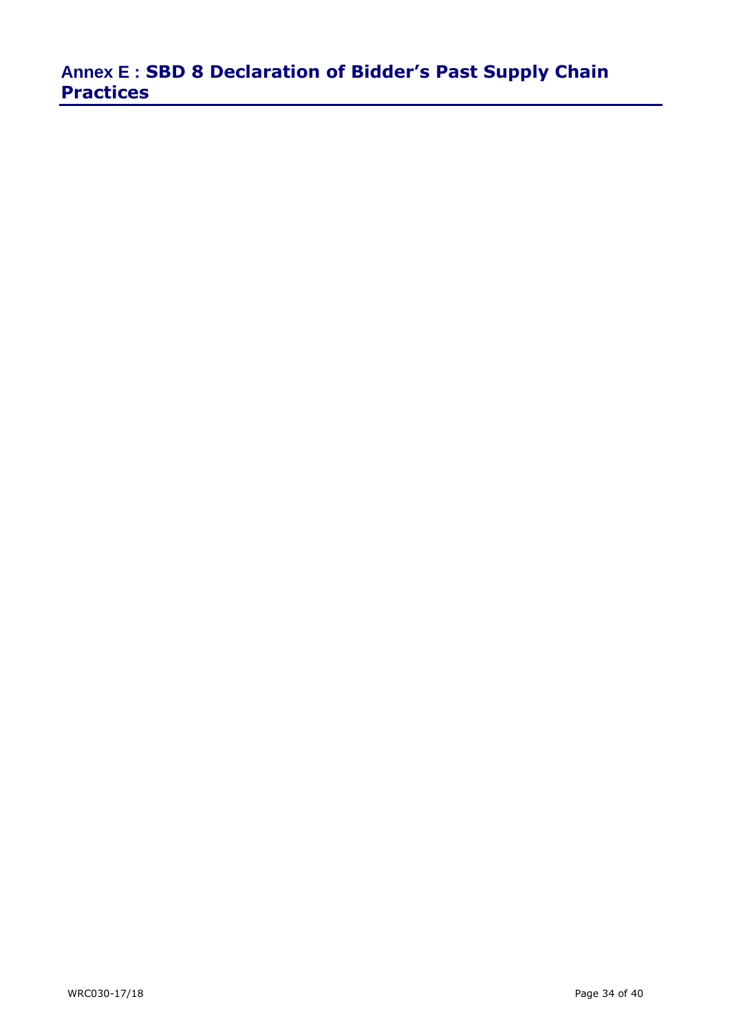## Annex E : SBD 8 Declaration of Bidder's Past Supply Chain Practices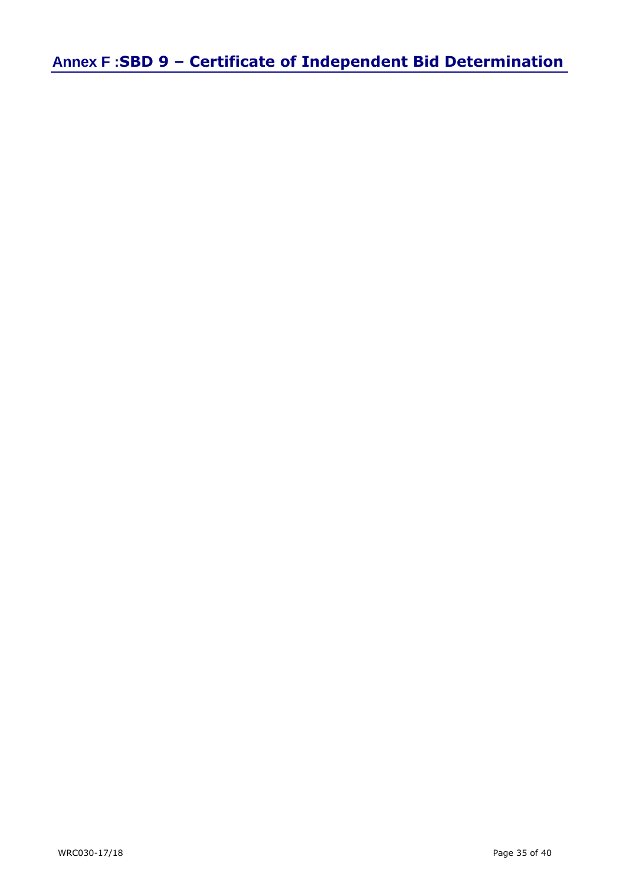# Annex F :SBD 9 – Certificate of Independent Bid Determination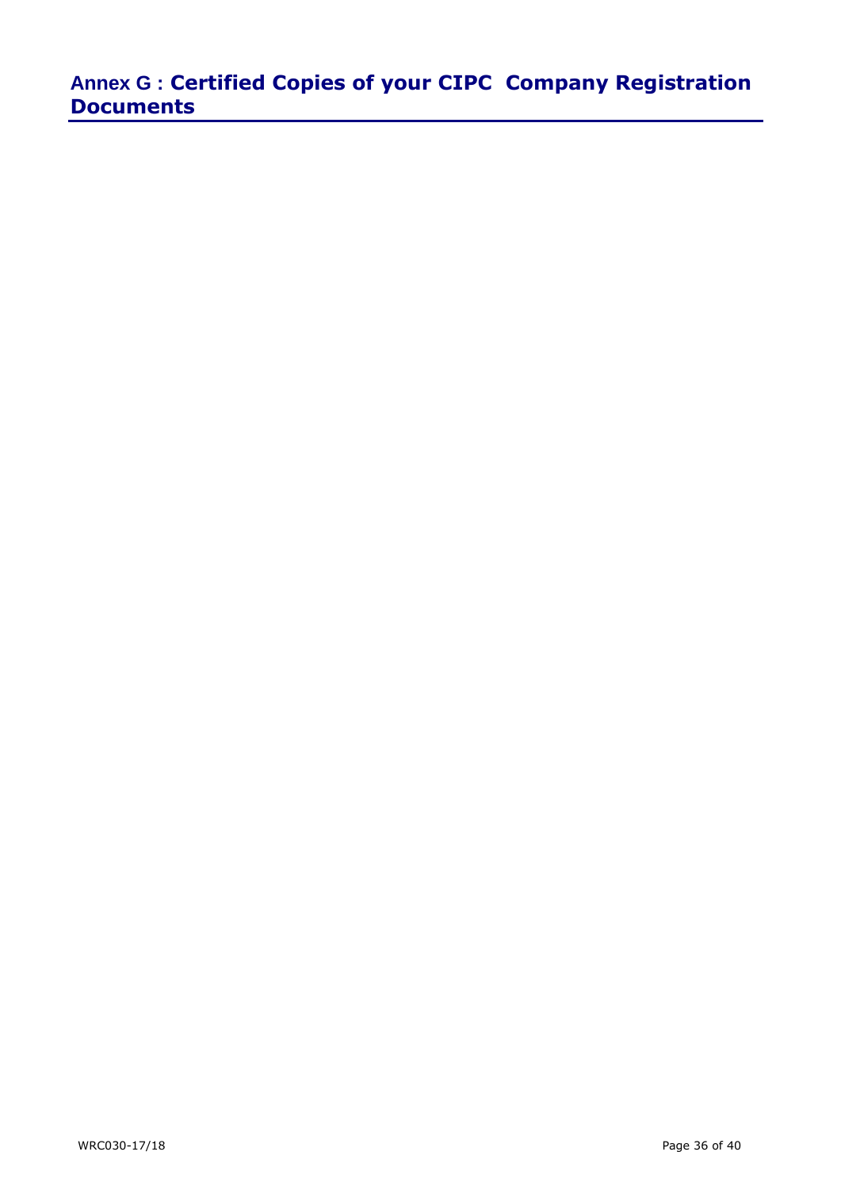## Annex G : Certified Copies of your CIPC Company Registration Documents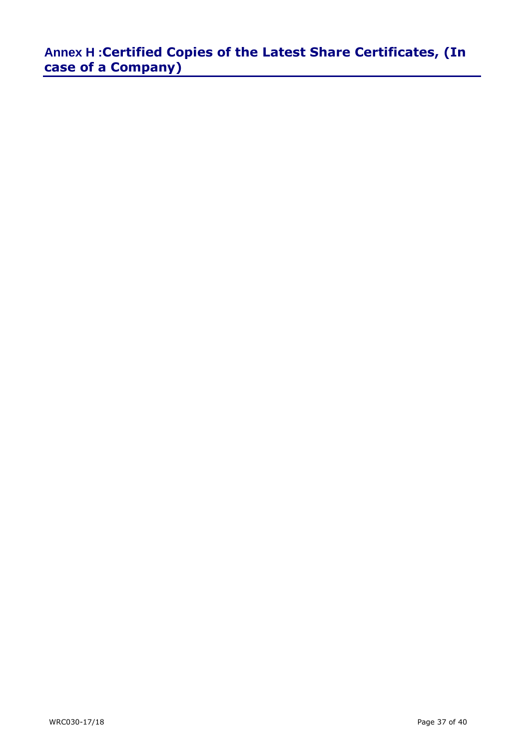## Annex H :Certified Copies of the Latest Share Certificates, (In case of a Company)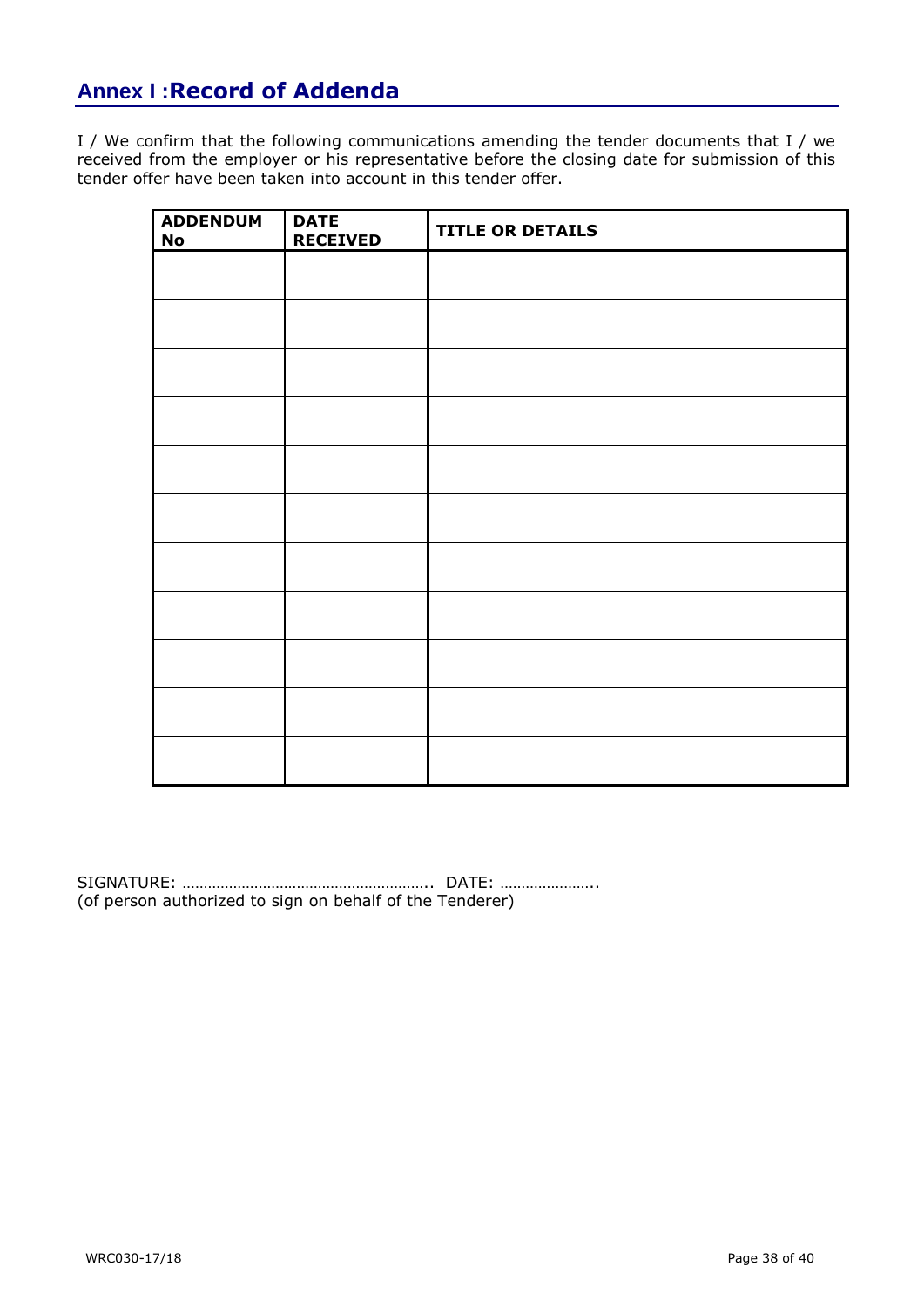## Annex I :Record of Addenda

I / We confirm that the following communications amending the tender documents that I / we received from the employer or his representative before the closing date for submission of this tender offer have been taken into account in this tender offer.

| ADDENDUM No | DATE RECEIVED | TITLE OR DETAILS |
|---|---|---|
| | | |
| | | |
| | | |
| | | |
| | | |
| | | |
| | | |
| | | |
| | | |
| | | |
| | | |

SIGNATURE: ………………………………………………….. DATE: …………………..
(of person authorized to sign on behalf of the Tenderer)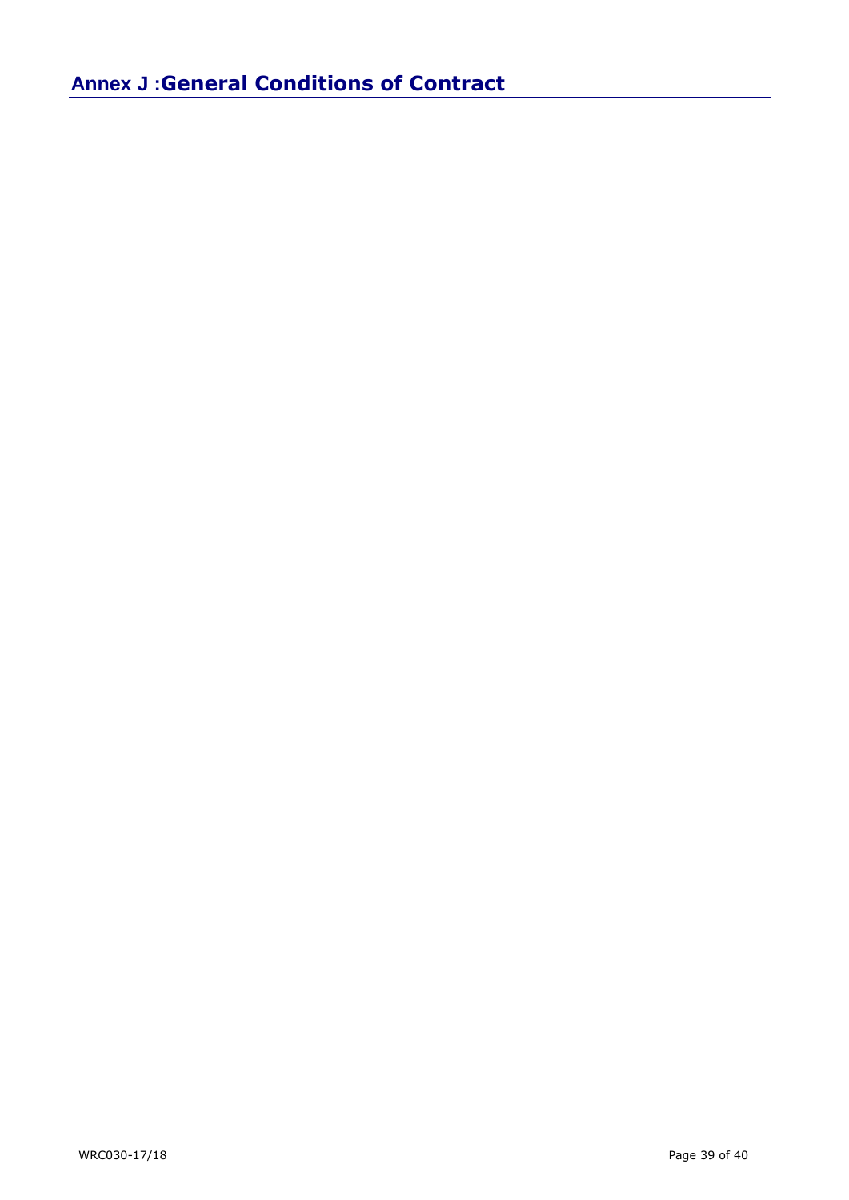## Annex J :General Conditions of Contract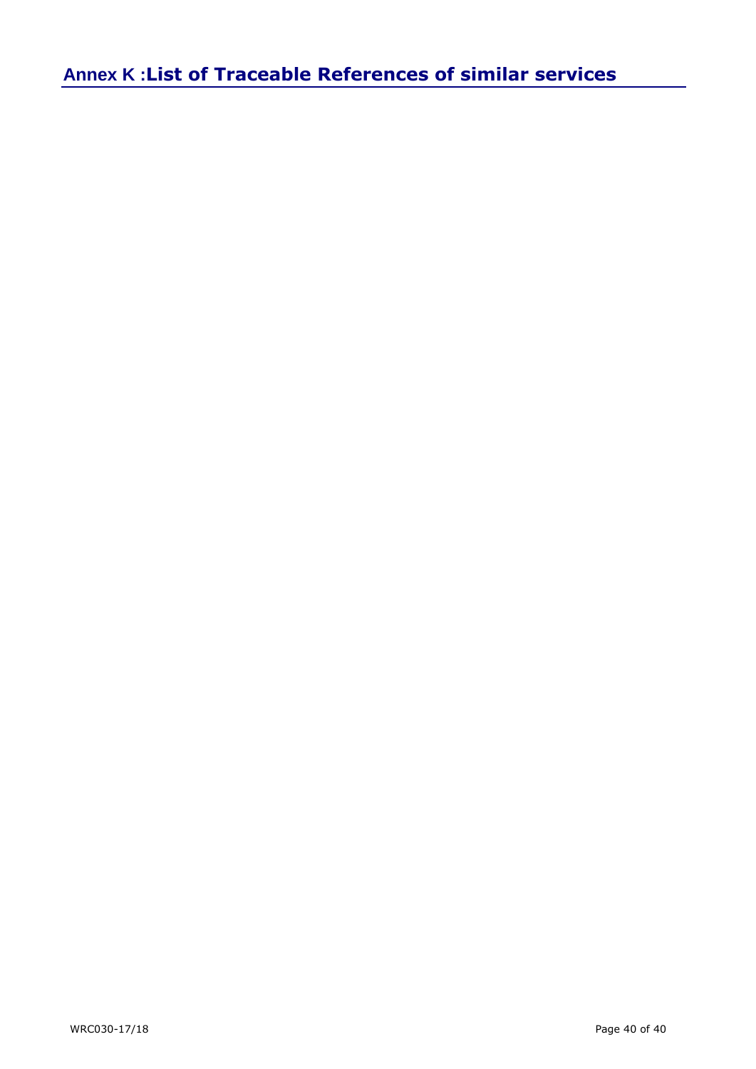# Annex K :List of Traceable References of similar services